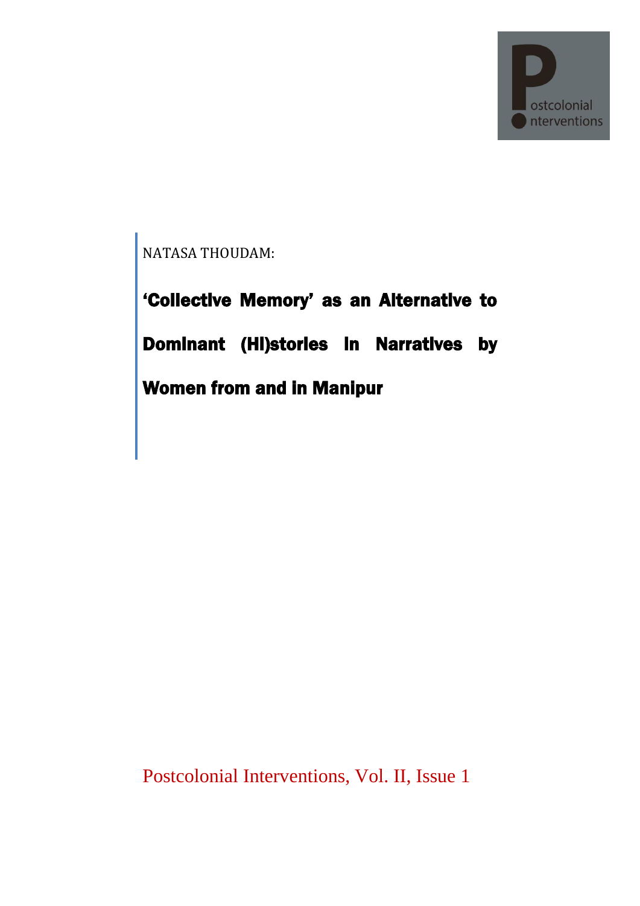NATASA THOUDAM:

# 'Collective Memory' as an Alternative to Dominant (Hi)stories in Narratives by Women from and in Manipur

Postcolonial Interventions, Vol. II, Issue 1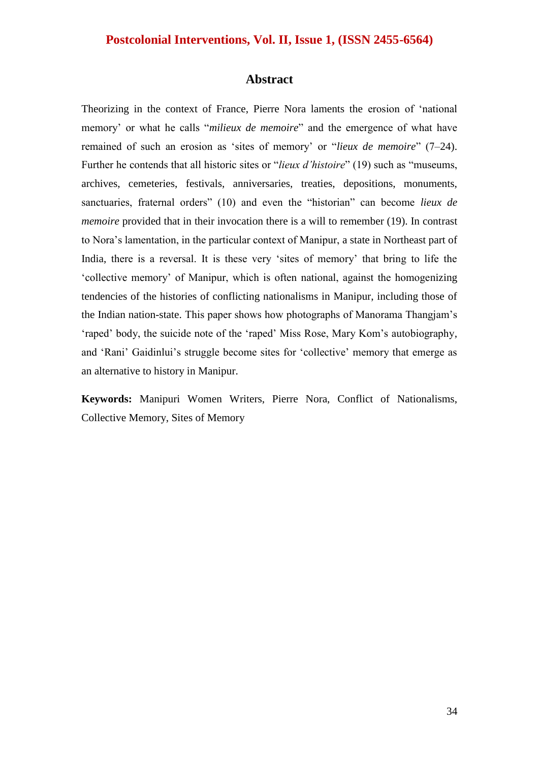## Abstract

Theorizing in the context of France, Pierre Nora laments the erosion of 'national memory' or what he calls "*milieux de memoire*" and the emergence of what have remained of such an erosion as 'sites of memory' or "*lieux de memoire*" (7–24). Further he contends that all historic sites or "*lieux d'histoire*" (19) such as "museums, archives, cemeteries, festivals, anniversaries, treaties, depositions, monuments, sanctuaries, fraternal orders" (10) and even the "historian" can become *lieux de memoire* provided that in their invocation there is a will to remember (19). In contrast to Nora's lamentation, in the particular context of Manipur, a state in Northeast part of India, there is a reversal. It is these very 'sites of memory' that bring to life the 'collective memory' of Manipur, which is often national, against the homogenizing tendencies of the histories of conflicting nationalisms in Manipur, including those of the Indian nation-state. This paper shows how photographs of Manorama Thangjam's 'raped' body, the suicide note of the 'raped' Miss Rose, Mary Kom's autobiography, and 'Rani' Gaidinlui's struggle become sites for 'collective' memory that emerge as an alternative to history in Manipur.

**Keywords:** Manipuri Women Writers, Pierre Nora, Conflict of Nationalisms, Collective Memory, Sites of Memory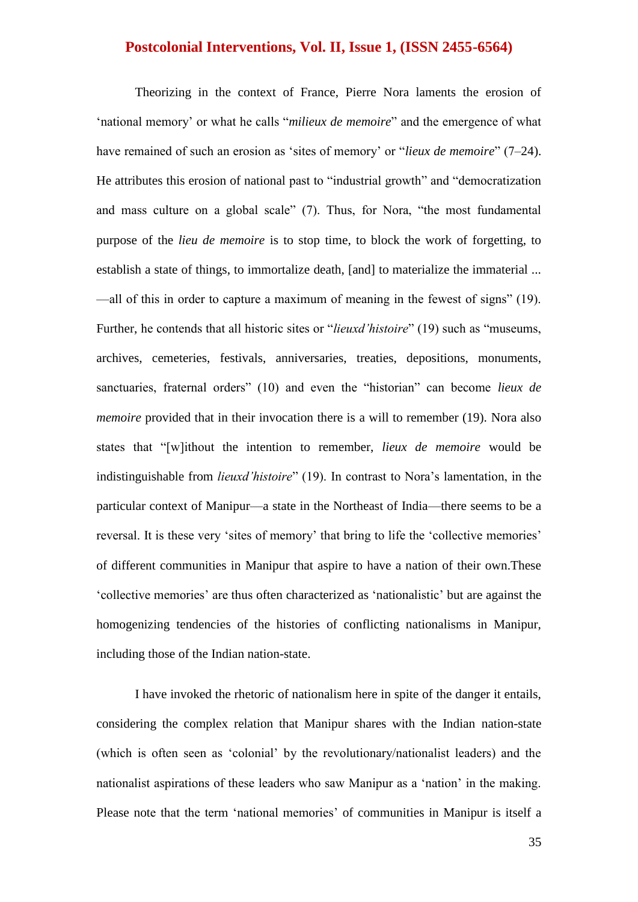Theorizing in the context of France, Pierre Nora laments the erosion of 'national memory' or what he calls "*milieux de memoire*" and the emergence of what have remained of such an erosion as 'sites of memory' or "*lieux de memoire*" (7–24). He attributes this erosion of national past to "industrial growth" and "democratization and mass culture on a global scale" (7). Thus, for Nora, "the most fundamental purpose of the *lieu de memoire* is to stop time, to block the work of forgetting, to establish a state of things, to immortalize death, [and] to materialize the immaterial ... —all of this in order to capture a maximum of meaning in the fewest of signs" (19). Further, he contends that all historic sites or "*lieuxd'histoire*" (19) such as "museums, archives, cemeteries, festivals, anniversaries, treaties, depositions, monuments, sanctuaries, fraternal orders" (10) and even the "historian" can become *lieux de memoire* provided that in their invocation there is a will to remember (19). Nora also states that "[w]ithout the intention to remember, *lieux de memoire* would be indistinguishable from *lieuxd'histoire*" (19). In contrast to Nora's lamentation, in the particular context of Manipur—a state in the Northeast of India—there seems to be a reversal. It is these very 'sites of memory' that bring to life the 'collective memories' of different communities in Manipur that aspire to have a nation of their own.These 'collective memories' are thus often characterized as 'nationalistic' but are against the homogenizing tendencies of the histories of conflicting nationalisms in Manipur, including those of the Indian nation-state.

I have invoked the rhetoric of nationalism here in spite of the danger it entails, considering the complex relation that Manipur shares with the Indian nation-state (which is often seen as 'colonial' by the revolutionary/nationalist leaders) and the nationalist aspirations of these leaders who saw Manipur as a 'nation' in the making. Please note that the term 'national memories' of communities in Manipur is itself a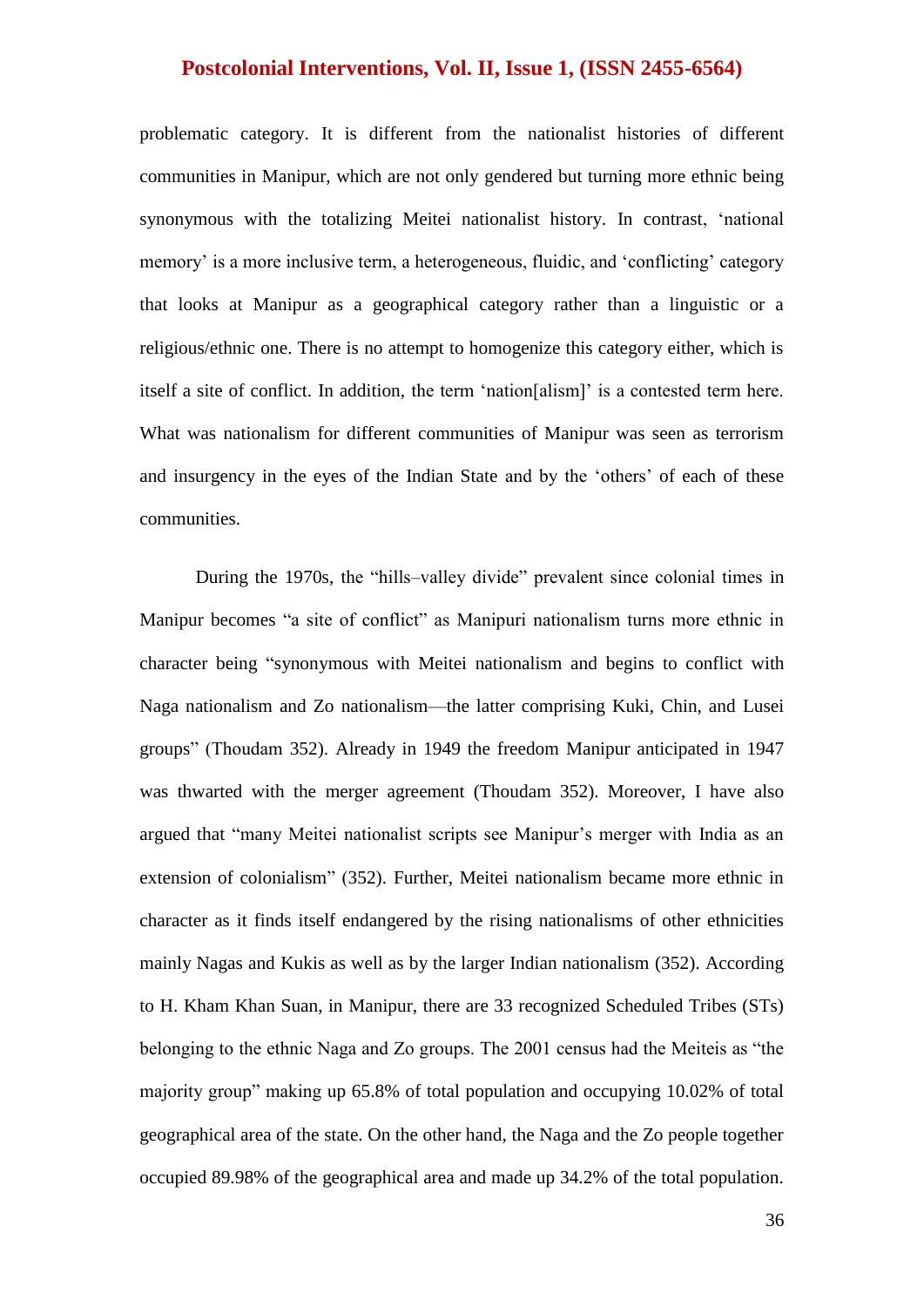problematic category. It is different from the nationalist histories of different communities in Manipur, which are not only gendered but turning more ethnic being synonymous with the totalizing Meitei nationalist history. In contrast, 'national memory' is a more inclusive term, a heterogeneous, fluidic, and 'conflicting' category that looks at Manipur as a geographical category rather than a linguistic or a religious/ethnic one. There is no attempt to homogenize this category either, which is itself a site of conflict. In addition, the term 'nation[alism]' is a contested term here. What was nationalism for different communities of Manipur was seen as terrorism and insurgency in the eyes of the Indian State and by the 'others' of each of these communities.

During the 1970s, the "hills–valley divide" prevalent since colonial times in Manipur becomes "a site of conflict" as Manipuri nationalism turns more ethnic in character being "synonymous with Meitei nationalism and begins to conflict with Naga nationalism and Zo nationalism—the latter comprising Kuki, Chin, and Lusei groups" (Thoudam 352). Already in 1949 the freedom Manipur anticipated in 1947 was thwarted with the merger agreement (Thoudam 352). Moreover, I have also argued that "many Meitei nationalist scripts see Manipur's merger with India as an extension of colonialism" (352). Further, Meitei nationalism became more ethnic in character as it finds itself endangered by the rising nationalisms of other ethnicities mainly Nagas and Kukis as well as by the larger Indian nationalism (352). According to H. Kham Khan Suan, in Manipur, there are 33 recognized Scheduled Tribes (STs) belonging to the ethnic Naga and Zo groups. The 2001 census had the Meiteis as "the majority group" making up 65.8% of total population and occupying 10.02% of total geographical area of the state. On the other hand, the Naga and the Zo people together occupied 89.98% of the geographical area and made up 34.2% of the total population.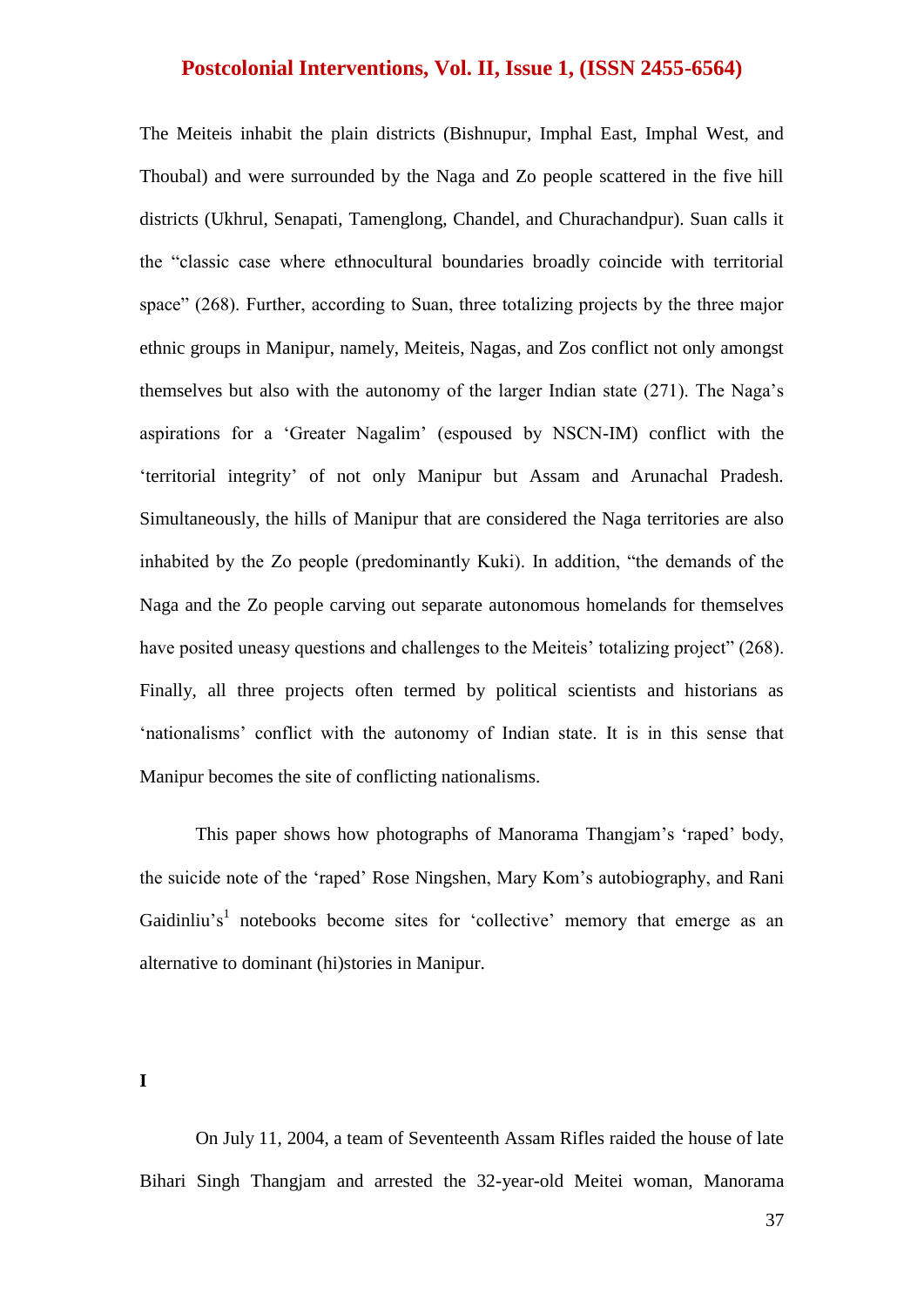The Meiteis inhabit the plain districts (Bishnupur, Imphal East, Imphal West, and Thoubal) and were surrounded by the Naga and Zo people scattered in the five hill districts (Ukhrul, Senapati, Tamenglong, Chandel, and Churachandpur). Suan calls it the "classic case where ethnocultural boundaries broadly coincide with territorial space" (268). Further, according to Suan, three totalizing projects by the three major ethnic groups in Manipur, namely, Meiteis, Nagas, and Zos conflict not only amongst themselves but also with the autonomy of the larger Indian state (271). The Naga's aspirations for a 'Greater Nagalim' (espoused by NSCN-IM) conflict with the 'territorial integrity' of not only Manipur but Assam and Arunachal Pradesh. Simultaneously, the hills of Manipur that are considered the Naga territories are also inhabited by the Zo people (predominantly Kuki). In addition, "the demands of the Naga and the Zo people carving out separate autonomous homelands for themselves have posited uneasy questions and challenges to the Meiteis' totalizing project" (268). Finally, all three projects often termed by political scientists and historians as 'nationalisms' conflict with the autonomy of Indian state. It is in this sense that Manipur becomes the site of conflicting nationalisms.

This paper shows how photographs of Manorama Thangjam's 'raped' body, the suicide note of the 'raped' Rose Ningshen, Mary Kom's autobiography, and Rani Gaidinliu's[1] notebooks become sites for 'collective' memory that emerge as an alternative to dominant (hi)stories in Manipur.

## I

On July 11, 2004, a team of Seventeenth Assam Rifles raided the house of late Bihari Singh Thangjam and arrested the 32-year-old Meitei woman, Manorama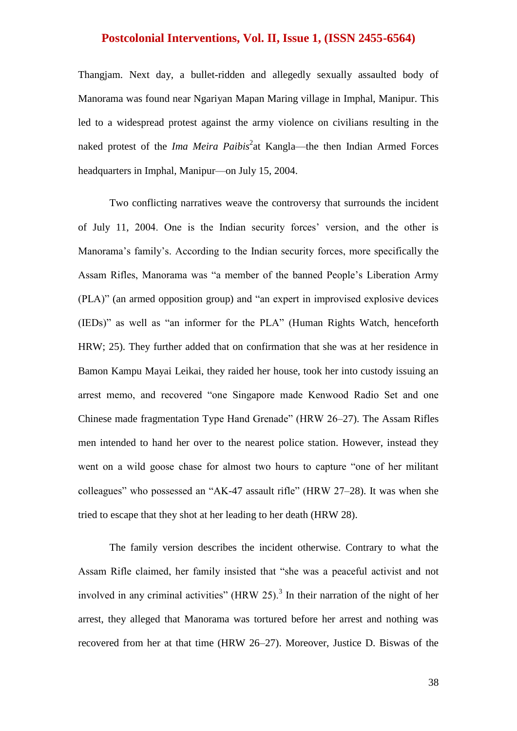Thangjam. Next day, a bullet-ridden and allegedly sexually assaulted body of Manorama was found near Ngariyan Mapan Maring village in Imphal, Manipur. This led to a widespread protest against the army violence on civilians resulting in the naked protest of the *Ima Meira Paibis*[2] at Kangla—the then Indian Armed Forces headquarters in Imphal, Manipur—on July 15, 2004.

Two conflicting narratives weave the controversy that surrounds the incident of July 11, 2004. One is the Indian security forces' version, and the other is Manorama's family's. According to the Indian security forces, more specifically the Assam Rifles, Manorama was "a member of the banned People's Liberation Army (PLA)" (an armed opposition group) and "an expert in improvised explosive devices (IEDs)" as well as "an informer for the PLA" (Human Rights Watch, henceforth HRW; 25). They further added that on confirmation that she was at her residence in Bamon Kampu Mayai Leikai, they raided her house, took her into custody issuing an arrest memo, and recovered "one Singapore made Kenwood Radio Set and one Chinese made fragmentation Type Hand Grenade" (HRW 26–27). The Assam Rifles men intended to hand her over to the nearest police station. However, instead they went on a wild goose chase for almost two hours to capture "one of her militant colleagues" who possessed an "AK-47 assault rifle" (HRW 27–28). It was when she tried to escape that they shot at her leading to her death (HRW 28).

The family version describes the incident otherwise. Contrary to what the Assam Rifle claimed, her family insisted that "she was a peaceful activist and not involved in any criminal activities" (HRW 25).[3] In their narration of the night of her arrest, they alleged that Manorama was tortured before her arrest and nothing was recovered from her at that time (HRW 26–27). Moreover, Justice D. Biswas of the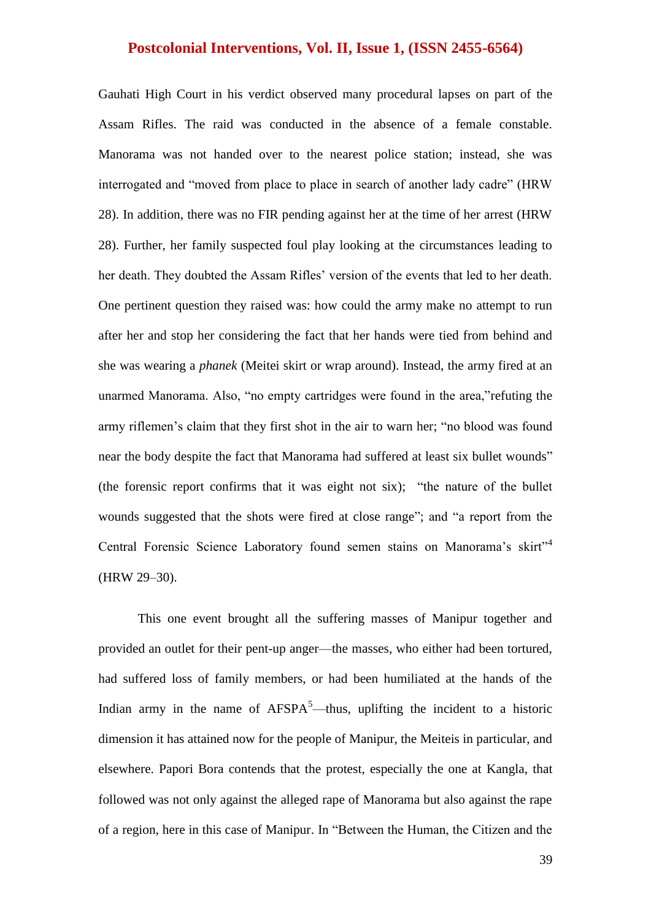Gauhati High Court in his verdict observed many procedural lapses on part of the Assam Rifles. The raid was conducted in the absence of a female constable. Manorama was not handed over to the nearest police station; instead, she was interrogated and "moved from place to place in search of another lady cadre" (HRW 28). In addition, there was no FIR pending against her at the time of her arrest (HRW 28). Further, her family suspected foul play looking at the circumstances leading to her death. They doubted the Assam Rifles' version of the events that led to her death. One pertinent question they raised was: how could the army make no attempt to run after her and stop her considering the fact that her hands were tied from behind and she was wearing a *phanek* (Meitei skirt or wrap around). Instead, the army fired at an unarmed Manorama. Also, "no empty cartridges were found in the area,"refuting the army riflemen's claim that they first shot in the air to warn her; "no blood was found near the body despite the fact that Manorama had suffered at least six bullet wounds" (the forensic report confirms that it was eight not six);  "the nature of the bullet wounds suggested that the shots were fired at close range"; and "a report from the Central Forensic Science Laboratory found semen stains on Manorama's skirt"[4] (HRW 29–30).

This one event brought all the suffering masses of Manipur together and provided an outlet for their pent-up anger—the masses, who either had been tortured, had suffered loss of family members, or had been humiliated at the hands of the Indian army in the name of AFSPA[5]—thus, uplifting the incident to a historic dimension it has attained now for the people of Manipur, the Meiteis in particular, and elsewhere. Papori Bora contends that the protest, especially the one at Kangla, that followed was not only against the alleged rape of Manorama but also against the rape of a region, here in this case of Manipur. In "Between the Human, the Citizen and the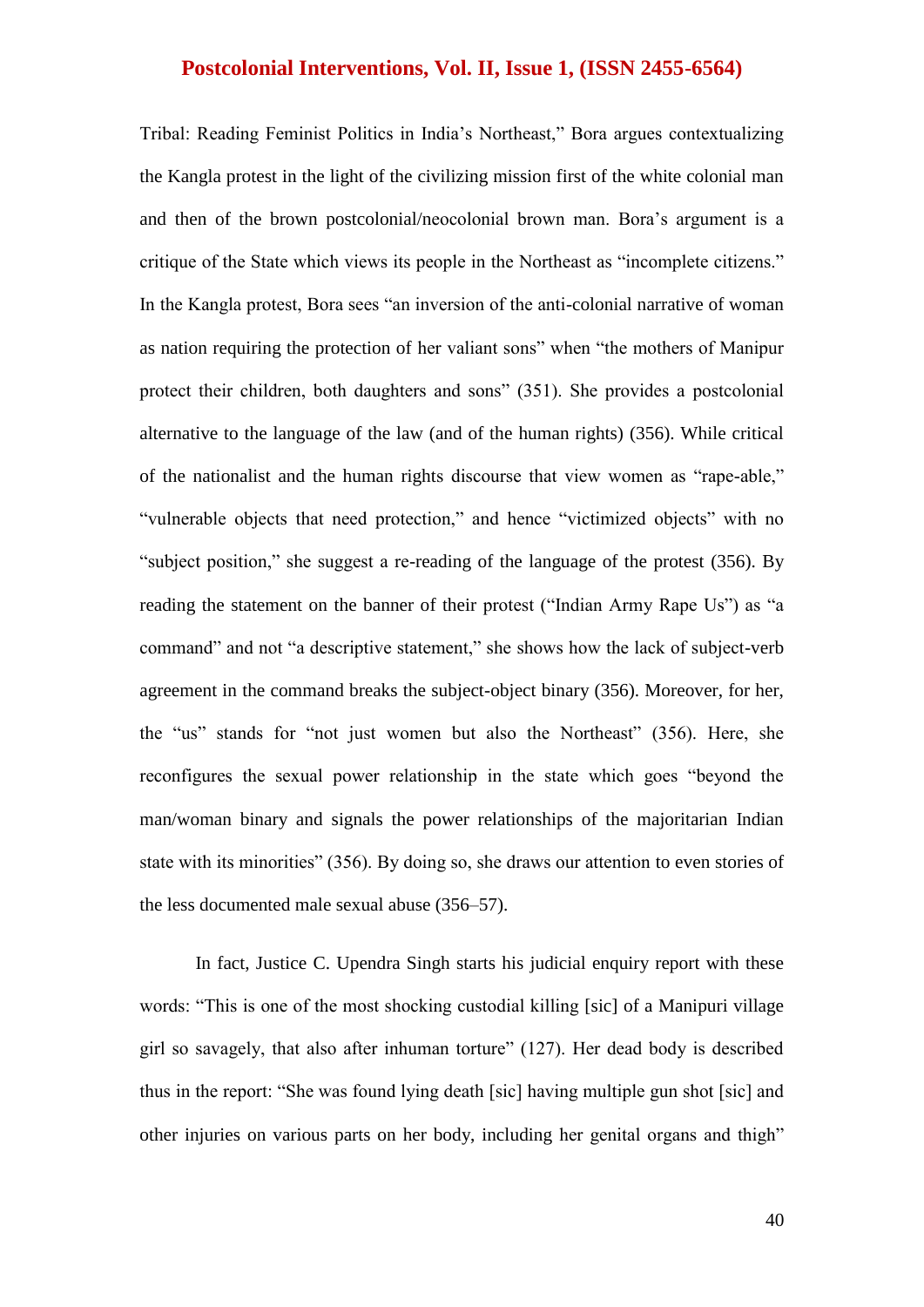Tribal: Reading Feminist Politics in India's Northeast," Bora argues contextualizing the Kangla protest in the light of the civilizing mission first of the white colonial man and then of the brown postcolonial/neocolonial brown man. Bora's argument is a critique of the State which views its people in the Northeast as "incomplete citizens." In the Kangla protest, Bora sees "an inversion of the anti-colonial narrative of woman as nation requiring the protection of her valiant sons" when "the mothers of Manipur protect their children, both daughters and sons" (351). She provides a postcolonial alternative to the language of the law (and of the human rights) (356). While critical of the nationalist and the human rights discourse that view women as "rape-able," "vulnerable objects that need protection," and hence "victimized objects" with no "subject position," she suggest a re-reading of the language of the protest (356). By reading the statement on the banner of their protest ("Indian Army Rape Us") as "a command" and not "a descriptive statement," she shows how the lack of subject-verb agreement in the command breaks the subject-object binary (356). Moreover, for her, the "us" stands for "not just women but also the Northeast" (356). Here, she reconfigures the sexual power relationship in the state which goes "beyond the man/woman binary and signals the power relationships of the majoritarian Indian state with its minorities" (356). By doing so, she draws our attention to even stories of the less documented male sexual abuse (356–57).

In fact, Justice C. Upendra Singh starts his judicial enquiry report with these words: "This is one of the most shocking custodial killing [sic] of a Manipuri village girl so savagely, that also after inhuman torture" (127). Her dead body is described thus in the report: "She was found lying death [sic] having multiple gun shot [sic] and other injuries on various parts on her body, including her genital organs and thigh"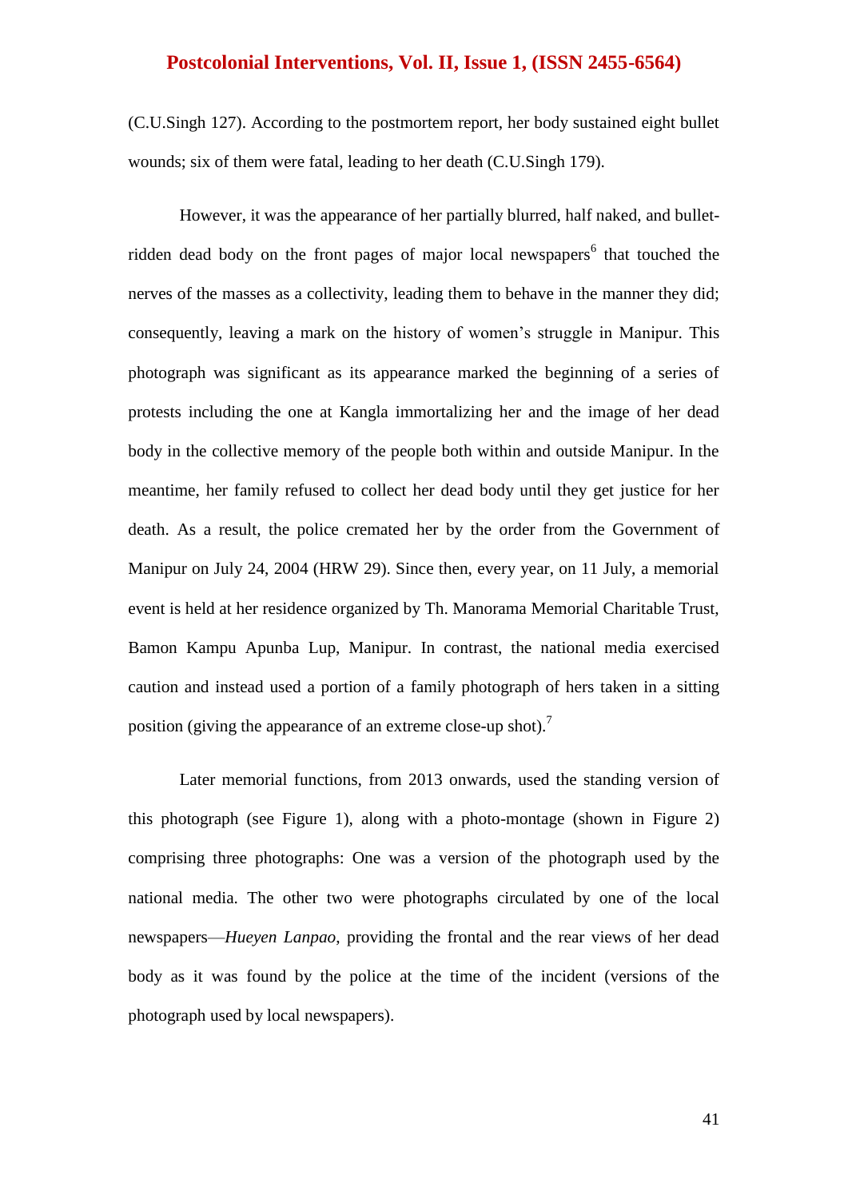(C.U.Singh 127). According to the postmortem report, her body sustained eight bullet wounds; six of them were fatal, leading to her death (C.U.Singh 179).

However, it was the appearance of her partially blurred, half naked, and bullet-ridden dead body on the front pages of major local newspapers[6] that touched the nerves of the masses as a collectivity, leading them to behave in the manner they did; consequently, leaving a mark on the history of women's struggle in Manipur. This photograph was significant as its appearance marked the beginning of a series of protests including the one at Kangla immortalizing her and the image of her dead body in the collective memory of the people both within and outside Manipur. In the meantime, her family refused to collect her dead body until they get justice for her death. As a result, the police cremated her by the order from the Government of Manipur on July 24, 2004 (HRW 29). Since then, every year, on 11 July, a memorial event is held at her residence organized by Th. Manorama Memorial Charitable Trust, Bamon Kampu Apunba Lup, Manipur. In contrast, the national media exercised caution and instead used a portion of a family photograph of hers taken in a sitting position (giving the appearance of an extreme close-up shot).[7]

Later memorial functions, from 2013 onwards, used the standing version of this photograph (see Figure 1), along with a photo-montage (shown in Figure 2) comprising three photographs: One was a version of the photograph used by the national media. The other two were photographs circulated by one of the local newspapers—*Hueyen Lanpao*, providing the frontal and the rear views of her dead body as it was found by the police at the time of the incident (versions of the photograph used by local newspapers).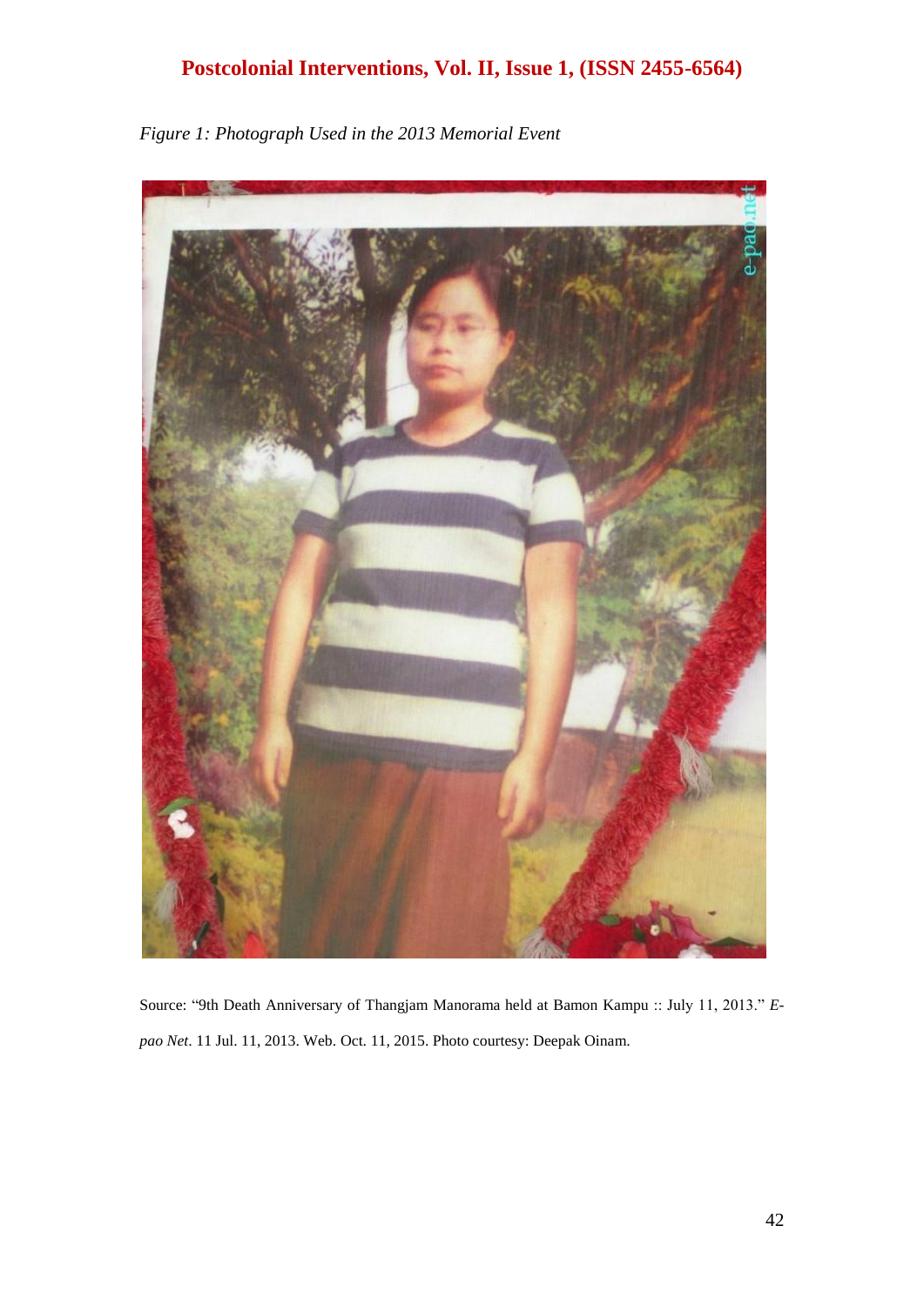*Figure 1: Photograph Used in the 2013 Memorial Event*

Source: "9th Death Anniversary of Thangjam Manorama held at Bamon Kampu :: July 11, 2013." *E-pao Net*. 11 Jul. 11, 2013. Web. Oct. 11, 2015. Photo courtesy: Deepak Oinam.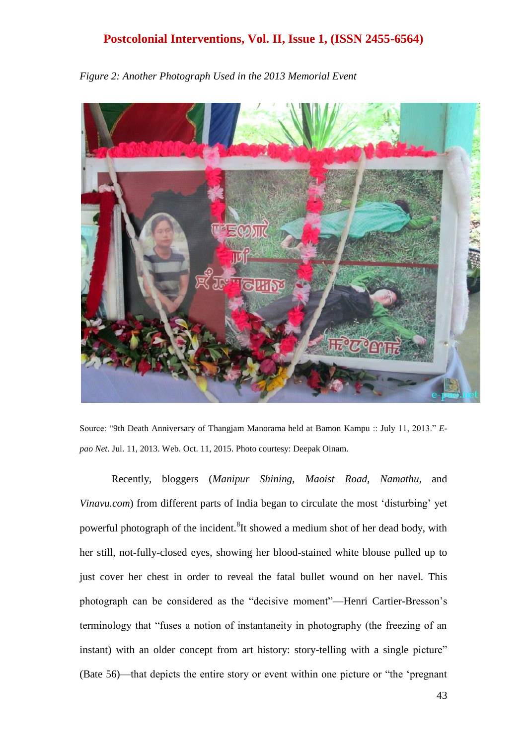*Figure 2: Another Photograph Used in the 2013 Memorial Event*

Source: "9th Death Anniversary of Thangjam Manorama held at Bamon Kampu :: July 11, 2013." *E-pao Net*. Jul. 11, 2013. Web. Oct. 11, 2015. Photo courtesy: Deepak Oinam.

Recently, bloggers (*Manipur Shining*, *Maoist Road*, *Namathu*, and *Vinavu.com*) from different parts of India began to circulate the most 'disturbing' yet powerful photograph of the incident.[8] It showed a medium shot of her dead body, with her still, not-fully-closed eyes, showing her blood-stained white blouse pulled up to just cover her chest in order to reveal the fatal bullet wound on her navel. This photograph can be considered as the "decisive moment"—Henri Cartier-Bresson's terminology that "fuses a notion of instantaneity in photography (the freezing of an instant) with an older concept from art history: story-telling with a single picture" (Bate 56)—that depicts the entire story or event within one picture or "the 'pregnant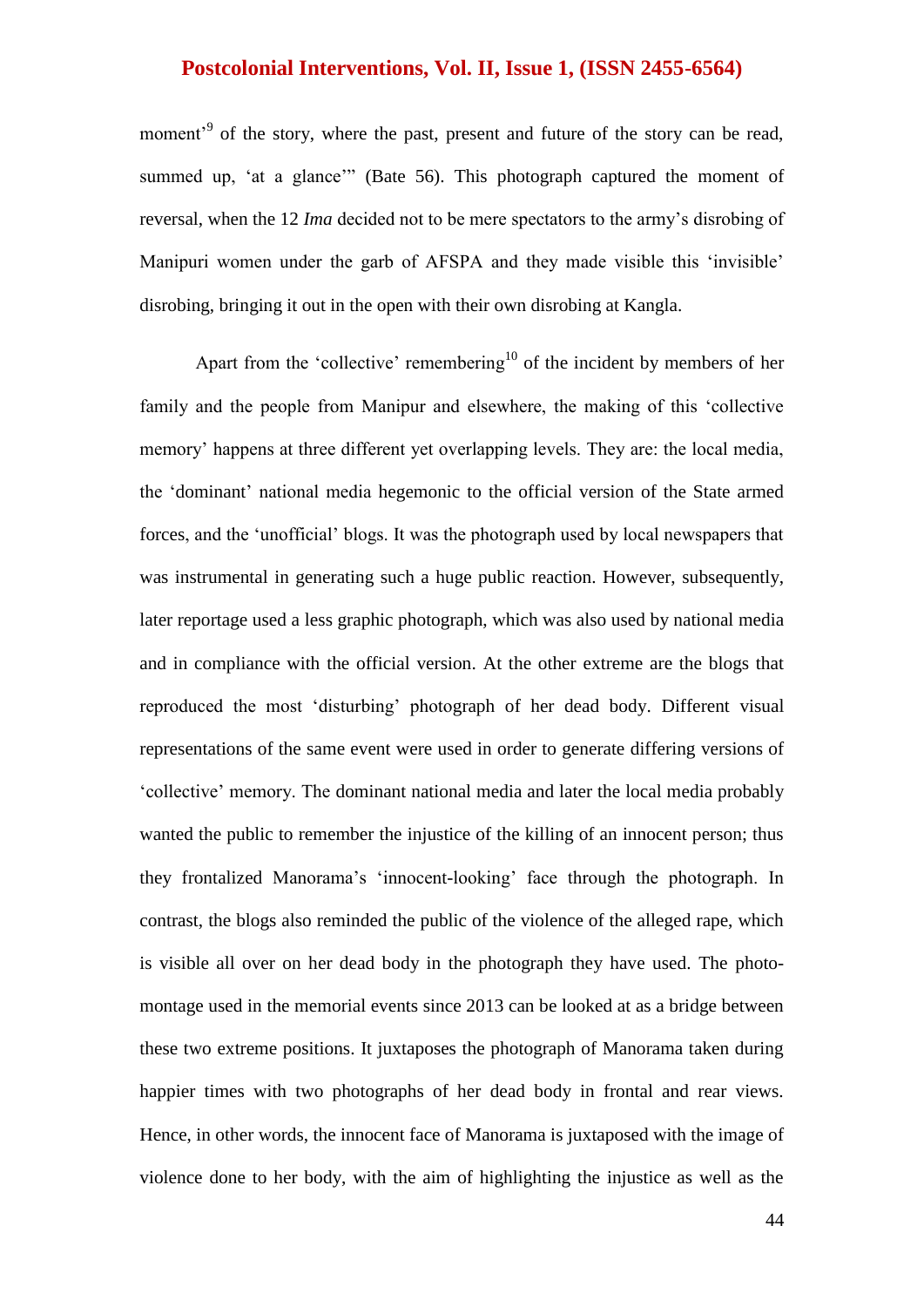moment'[9] of the story, where the past, present and future of the story can be read, summed up, 'at a glance'" (Bate 56). This photograph captured the moment of reversal, when the 12 *Ima* decided not to be mere spectators to the army's disrobing of Manipuri women under the garb of AFSPA and they made visible this 'invisible' disrobing, bringing it out in the open with their own disrobing at Kangla.

Apart from the 'collective' remembering[10] of the incident by members of her family and the people from Manipur and elsewhere, the making of this 'collective memory' happens at three different yet overlapping levels. They are: the local media, the 'dominant' national media hegemonic to the official version of the State armed forces, and the 'unofficial' blogs. It was the photograph used by local newspapers that was instrumental in generating such a huge public reaction. However, subsequently, later reportage used a less graphic photograph, which was also used by national media and in compliance with the official version. At the other extreme are the blogs that reproduced the most 'disturbing' photograph of her dead body. Different visual representations of the same event were used in order to generate differing versions of 'collective' memory. The dominant national media and later the local media probably wanted the public to remember the injustice of the killing of an innocent person; thus they frontalized Manorama's 'innocent-looking' face through the photograph. In contrast, the blogs also reminded the public of the violence of the alleged rape, which is visible all over on her dead body in the photograph they have used. The photo-montage used in the memorial events since 2013 can be looked at as a bridge between these two extreme positions. It juxtaposes the photograph of Manorama taken during happier times with two photographs of her dead body in frontal and rear views. Hence, in other words, the innocent face of Manorama is juxtaposed with the image of violence done to her body, with the aim of highlighting the injustice as well as the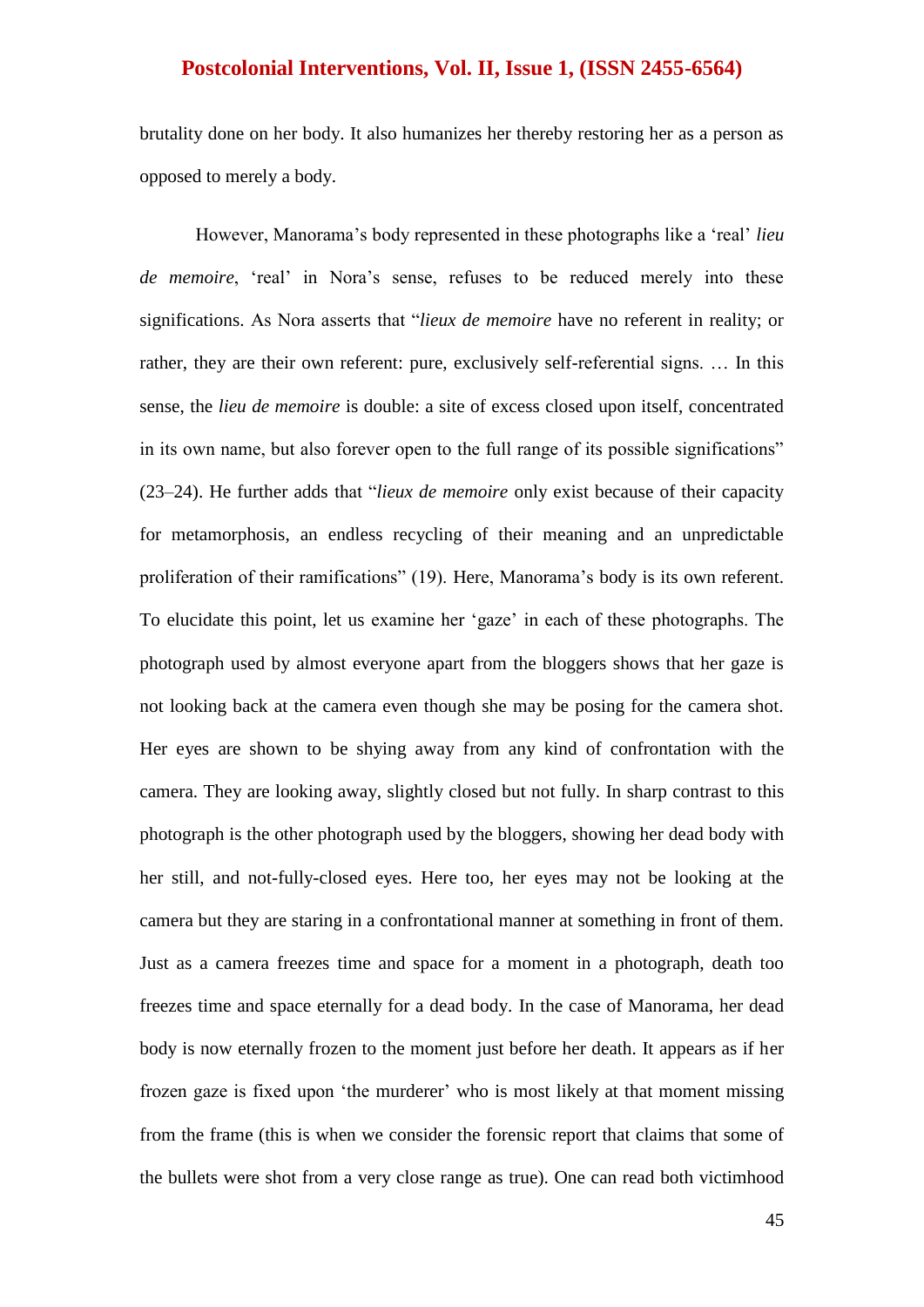brutality done on her body. It also humanizes her thereby restoring her as a person as opposed to merely a body.

However, Manorama's body represented in these photographs like a 'real' *lieu de memoire*, 'real' in Nora's sense, refuses to be reduced merely into these significations. As Nora asserts that "*lieux de memoire* have no referent in reality; or rather, they are their own referent: pure, exclusively self-referential signs. … In this sense, the *lieu de memoire* is double: a site of excess closed upon itself, concentrated in its own name, but also forever open to the full range of its possible significations" (23–24). He further adds that "*lieux de memoire* only exist because of their capacity for metamorphosis, an endless recycling of their meaning and an unpredictable proliferation of their ramifications" (19). Here, Manorama's body is its own referent. To elucidate this point, let us examine her 'gaze' in each of these photographs. The photograph used by almost everyone apart from the bloggers shows that her gaze is not looking back at the camera even though she may be posing for the camera shot. Her eyes are shown to be shying away from any kind of confrontation with the camera. They are looking away, slightly closed but not fully. In sharp contrast to this photograph is the other photograph used by the bloggers, showing her dead body with her still, and not-fully-closed eyes. Here too, her eyes may not be looking at the camera but they are staring in a confrontational manner at something in front of them. Just as a camera freezes time and space for a moment in a photograph, death too freezes time and space eternally for a dead body. In the case of Manorama, her dead body is now eternally frozen to the moment just before her death. It appears as if her frozen gaze is fixed upon 'the murderer' who is most likely at that moment missing from the frame (this is when we consider the forensic report that claims that some of the bullets were shot from a very close range as true). One can read both victimhood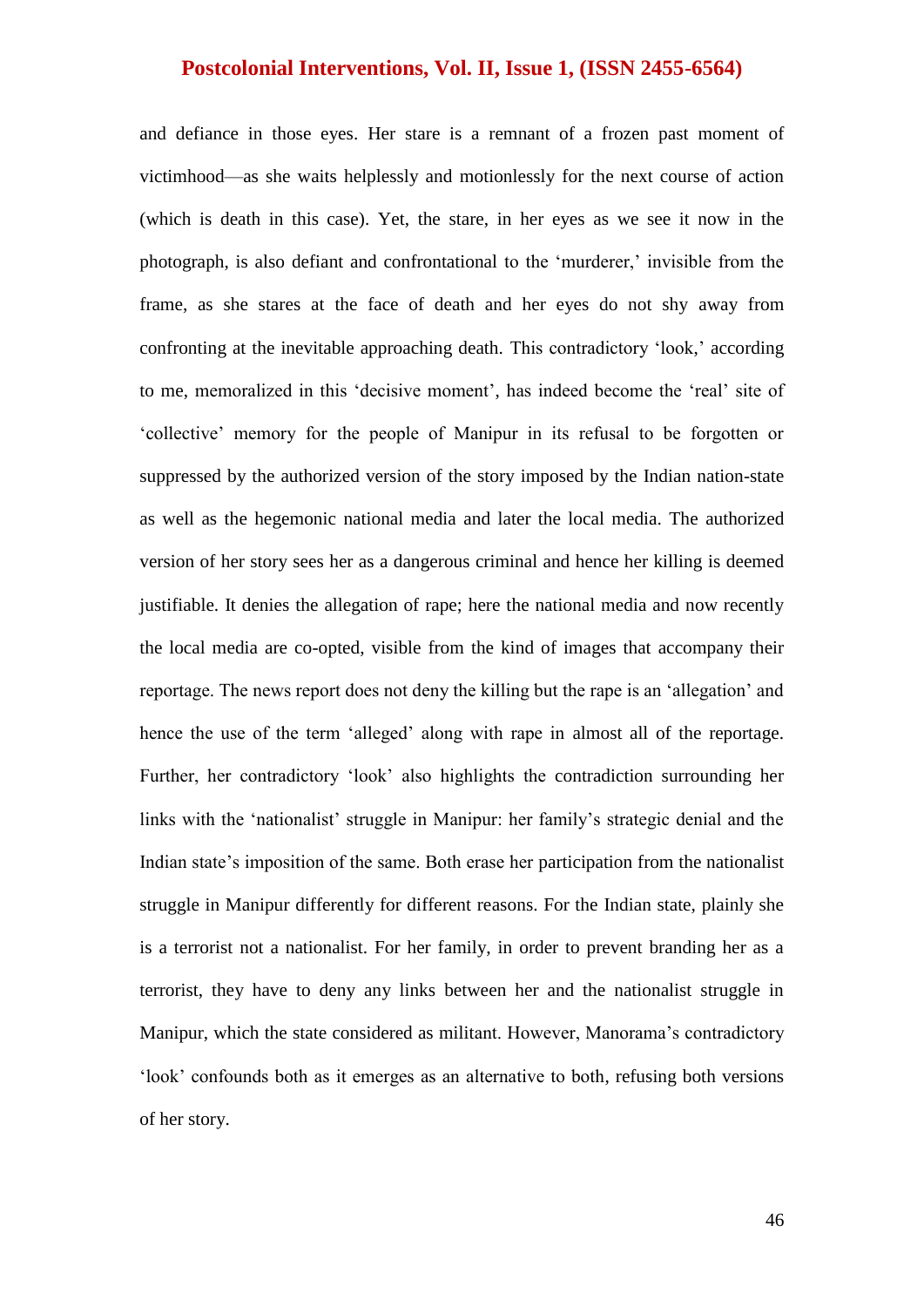and defiance in those eyes. Her stare is a remnant of a frozen past moment of victimhood—as she waits helplessly and motionlessly for the next course of action (which is death in this case). Yet, the stare, in her eyes as we see it now in the photograph, is also defiant and confrontational to the 'murderer,' invisible from the frame, as she stares at the face of death and her eyes do not shy away from confronting at the inevitable approaching death. This contradictory 'look,' according to me, memoralized in this 'decisive moment', has indeed become the 'real' site of 'collective' memory for the people of Manipur in its refusal to be forgotten or suppressed by the authorized version of the story imposed by the Indian nation-state as well as the hegemonic national media and later the local media. The authorized version of her story sees her as a dangerous criminal and hence her killing is deemed justifiable. It denies the allegation of rape; here the national media and now recently the local media are co-opted, visible from the kind of images that accompany their reportage. The news report does not deny the killing but the rape is an 'allegation' and hence the use of the term 'alleged' along with rape in almost all of the reportage. Further, her contradictory 'look' also highlights the contradiction surrounding her links with the 'nationalist' struggle in Manipur: her family's strategic denial and the Indian state's imposition of the same. Both erase her participation from the nationalist struggle in Manipur differently for different reasons. For the Indian state, plainly she is a terrorist not a nationalist. For her family, in order to prevent branding her as a terrorist, they have to deny any links between her and the nationalist struggle in Manipur, which the state considered as militant. However, Manorama's contradictory 'look' confounds both as it emerges as an alternative to both, refusing both versions of her story.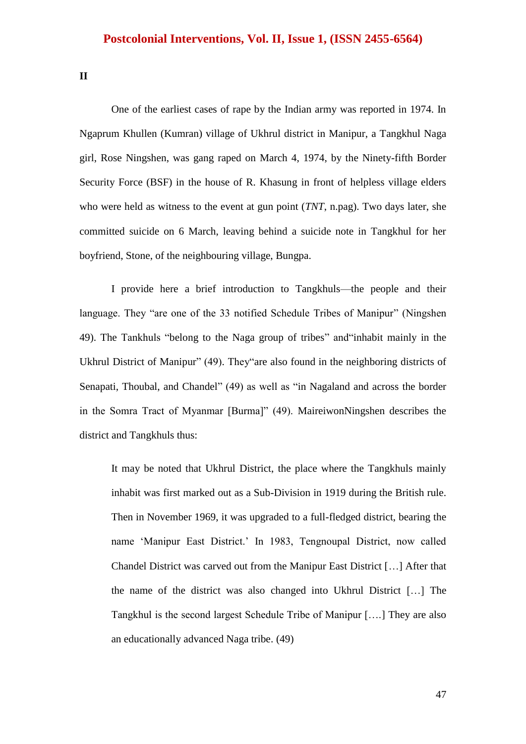**II**

One of the earliest cases of rape by the Indian army was reported in 1974. In Ngaprum Khullen (Kumran) village of Ukhrul district in Manipur, a Tangkhul Naga girl, Rose Ningshen, was gang raped on March 4, 1974, by the Ninety-fifth Border Security Force (BSF) in the house of R. Khasung in front of helpless village elders who were held as witness to the event at gun point (*TNT*, n.pag). Two days later, she committed suicide on 6 March, leaving behind a suicide note in Tangkhul for her boyfriend, Stone, of the neighbouring village, Bungpa.

I provide here a brief introduction to Tangkhuls—the people and their language. They "are one of the 33 notified Schedule Tribes of Manipur" (Ningshen 49). The Tankhuls "belong to the Naga group of tribes" and"inhabit mainly in the Ukhrul District of Manipur" (49). They"are also found in the neighboring districts of Senapati, Thoubal, and Chandel" (49) as well as "in Nagaland and across the border in the Somra Tract of Myanmar [Burma]" (49). MaireiwonNingshen describes the district and Tangkhuls thus:

> It may be noted that Ukhrul District, the place where the Tangkhuls mainly inhabit was first marked out as a Sub-Division in 1919 during the British rule. Then in November 1969, it was upgraded to a full-fledged district, bearing the name 'Manipur East District.' In 1983, Tengnoupal District, now called Chandel District was carved out from the Manipur East District […] After that the name of the district was also changed into Ukhrul District […] The Tangkhul is the second largest Schedule Tribe of Manipur [….] They are also an educationally advanced Naga tribe. (49)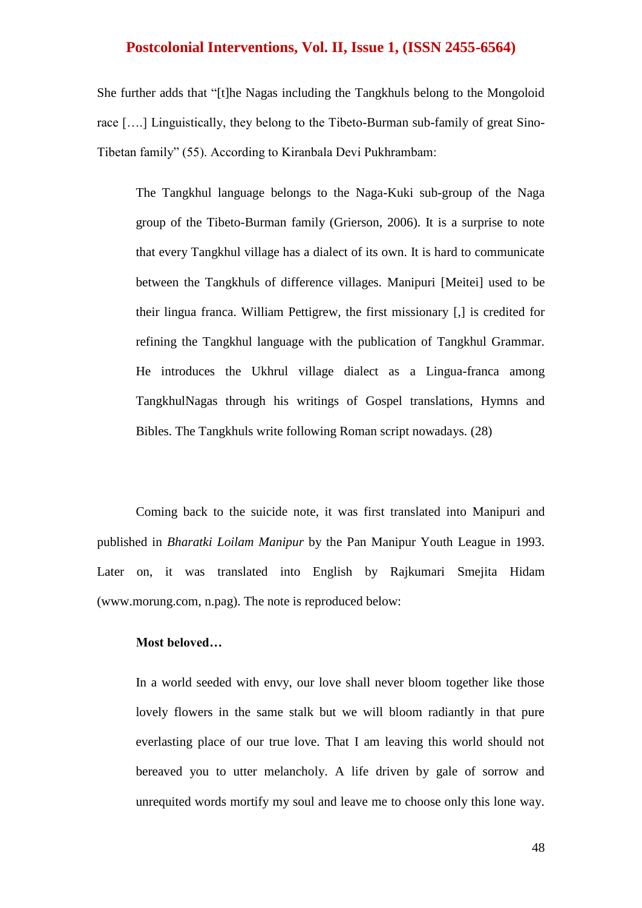She further adds that "[t]he Nagas including the Tangkhuls belong to the Mongoloid race [….] Linguistically, they belong to the Tibeto-Burman sub-family of great Sino-Tibetan family" (55). According to Kiranbala Devi Pukhrambam:

> The Tangkhul language belongs to the Naga-Kuki sub-group of the Naga group of the Tibeto-Burman family (Grierson, 2006). It is a surprise to note that every Tangkhul village has a dialect of its own. It is hard to communicate between the Tangkhuls of difference villages. Manipuri [Meitei] used to be their lingua franca. William Pettigrew, the first missionary [,] is credited for refining the Tangkhul language with the publication of Tangkhul Grammar. He introduces the Ukhrul village dialect as a Lingua-franca among TangkhulNagas through his writings of Gospel translations, Hymns and Bibles. The Tangkhuls write following Roman script nowadays. (28)

Coming back to the suicide note, it was first translated into Manipuri and published in *Bharatki Loilam Manipur* by the Pan Manipur Youth League in 1993. Later on, it was translated into English by Rajkumari Smejita Hidam (www.morung.com, n.pag). The note is reproduced below:

> **Most beloved…**
>
> In a world seeded with envy, our love shall never bloom together like those lovely flowers in the same stalk but we will bloom radiantly in that pure everlasting place of our true love. That I am leaving this world should not bereaved you to utter melancholy. A life driven by gale of sorrow and unrequited words mortify my soul and leave me to choose only this lone way.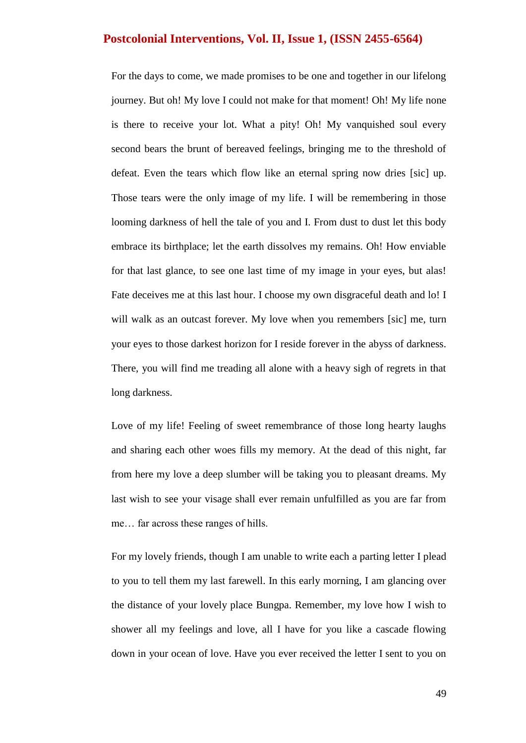For the days to come, we made promises to be one and together in our lifelong journey. But oh! My love I could not make for that moment! Oh! My life none is there to receive your lot. What a pity! Oh! My vanquished soul every second bears the brunt of bereaved feelings, bringing me to the threshold of defeat. Even the tears which flow like an eternal spring now dries [sic] up. Those tears were the only image of my life. I will be remembering in those looming darkness of hell the tale of you and I. From dust to dust let this body embrace its birthplace; let the earth dissolves my remains. Oh! How enviable for that last glance, to see one last time of my image in your eyes, but alas! Fate deceives me at this last hour. I choose my own disgraceful death and lo! I will walk as an outcast forever. My love when you remembers [sic] me, turn your eyes to those darkest horizon for I reside forever in the abyss of darkness. There, you will find me treading all alone with a heavy sigh of regrets in that long darkness.

Love of my life! Feeling of sweet remembrance of those long hearty laughs and sharing each other woes fills my memory. At the dead of this night, far from here my love a deep slumber will be taking you to pleasant dreams. My last wish to see your visage shall ever remain unfulfilled as you are far from me… far across these ranges of hills.

For my lovely friends, though I am unable to write each a parting letter I plead to you to tell them my last farewell. In this early morning, I am glancing over the distance of your lovely place Bungpa. Remember, my love how I wish to shower all my feelings and love, all I have for you like a cascade flowing down in your ocean of love. Have you ever received the letter I sent to you on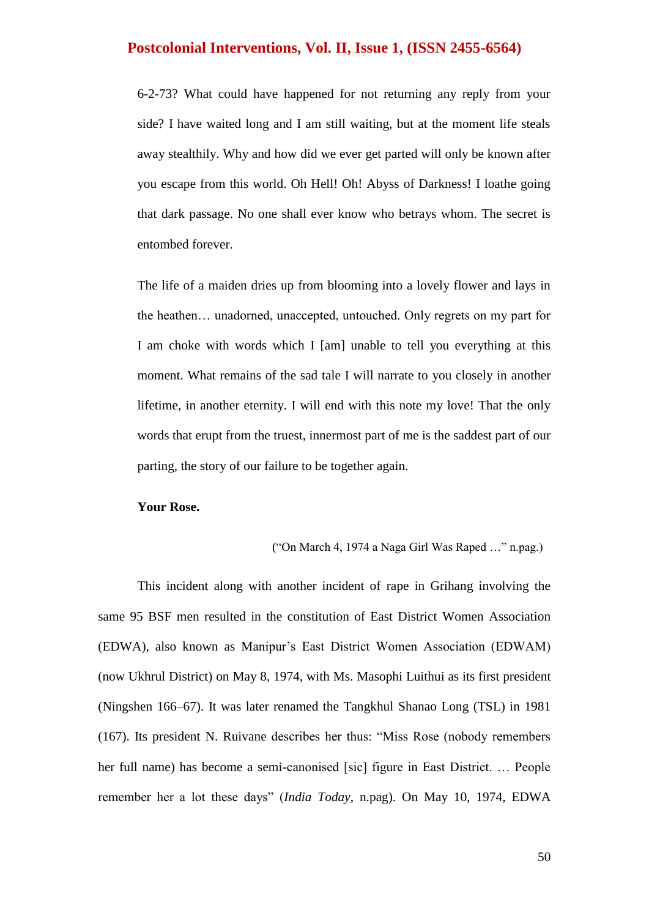6-2-73? What could have happened for not returning any reply from your side? I have waited long and I am still waiting, but at the moment life steals away stealthily. Why and how did we ever get parted will only be known after you escape from this world. Oh Hell! Oh! Abyss of Darkness! I loathe going that dark passage. No one shall ever know who betrays whom. The secret is entombed forever.

> The life of a maiden dries up from blooming into a lovely flower and lays in the heathen… unadorned, unaccepted, untouched. Only regrets on my part for I am choke with words which I [am] unable to tell you everything at this moment. What remains of the sad tale I will narrate to you closely in another lifetime, in another eternity. I will end with this note my love! That the only words that erupt from the truest, innermost part of me is the saddest part of our parting, the story of our failure to be together again.
>
> **Your Rose.**

("On March 4, 1974 a Naga Girl Was Raped …" n.pag.)

This incident along with another incident of rape in Grihang involving the same 95 BSF men resulted in the constitution of East District Women Association (EDWA), also known as Manipur's East District Women Association (EDWAM) (now Ukhrul District) on May 8, 1974, with Ms. Masophi Luithui as its first president (Ningshen 166–67). It was later renamed the Tangkhul Shanao Long (TSL) in 1981 (167). Its president N. Ruivane describes her thus: "Miss Rose (nobody remembers her full name) has become a semi-canonised [sic] figure in East District. … People remember her a lot these days" (*India Today*, n.pag). On May 10, 1974, EDWA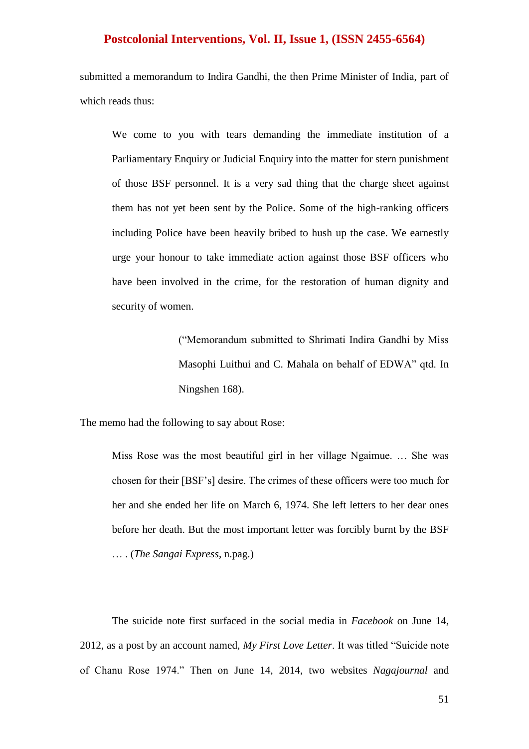submitted a memorandum to Indira Gandhi, the then Prime Minister of India, part of which reads thus:

> We come to you with tears demanding the immediate institution of a Parliamentary Enquiry or Judicial Enquiry into the matter for stern punishment of those BSF personnel. It is a very sad thing that the charge sheet against them has not yet been sent by the Police. Some of the high-ranking officers including Police have been heavily bribed to hush up the case. We earnestly urge your honour to take immediate action against those BSF officers who have been involved in the crime, for the restoration of human dignity and security of women.
>
> ("Memorandum submitted to Shrimati Indira Gandhi by Miss Masophi Luithui and C. Mahala on behalf of EDWA" qtd. In Ningshen 168).

The memo had the following to say about Rose:

> Miss Rose was the most beautiful girl in her village Ngaimue. … She was chosen for their [BSF's] desire. The crimes of these officers were too much for her and she ended her life on March 6, 1974. She left letters to her dear ones before her death. But the most important letter was forcibly burnt by the BSF … . (*The Sangai Express*, n.pag.)

The suicide note first surfaced in the social media in *Facebook* on June 14, 2012, as a post by an account named, *My First Love Letter*. It was titled "Suicide note of Chanu Rose 1974." Then on June 14, 2014, two websites *Nagajournal* and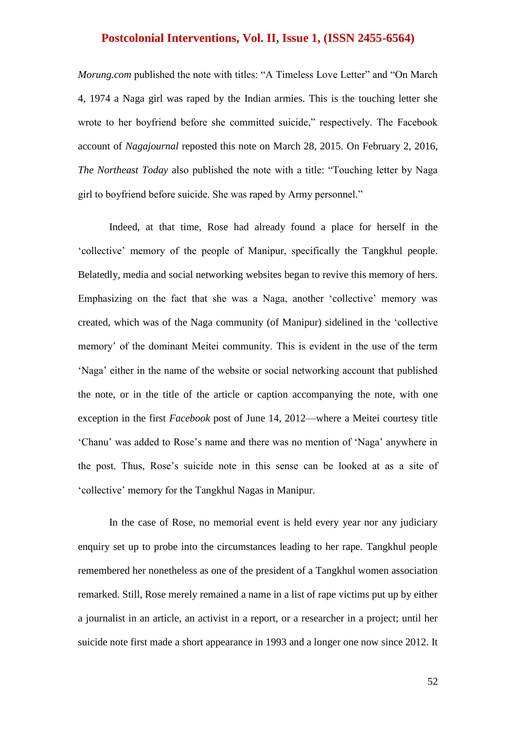*Morung.com* published the note with titles: "A Timeless Love Letter" and "On March 4, 1974 a Naga girl was raped by the Indian armies. This is the touching letter she wrote to her boyfriend before she committed suicide," respectively. The Facebook account of *Nagajournal* reposted this note on March 28, 2015. On February 2, 2016, *The Northeast Today* also published the note with a title: "Touching letter by Naga girl to boyfriend before suicide. She was raped by Army personnel."

Indeed, at that time, Rose had already found a place for herself in the 'collective' memory of the people of Manipur, specifically the Tangkhul people. Belatedly, media and social networking websites began to revive this memory of hers. Emphasizing on the fact that she was a Naga, another 'collective' memory was created, which was of the Naga community (of Manipur) sidelined in the 'collective memory' of the dominant Meitei community. This is evident in the use of the term 'Naga' either in the name of the website or social networking account that published the note, or in the title of the article or caption accompanying the note, with one exception in the first *Facebook* post of June 14, 2012—where a Meitei courtesy title 'Chanu' was added to Rose's name and there was no mention of 'Naga' anywhere in the post. Thus, Rose's suicide note in this sense can be looked at as a site of 'collective' memory for the Tangkhul Nagas in Manipur.

In the case of Rose, no memorial event is held every year nor any judiciary enquiry set up to probe into the circumstances leading to her rape. Tangkhul people remembered her nonetheless as one of the president of a Tangkhul women association remarked. Still, Rose merely remained a name in a list of rape victims put up by either a journalist in an article, an activist in a report, or a researcher in a project; until her suicide note first made a short appearance in 1993 and a longer one now since 2012. It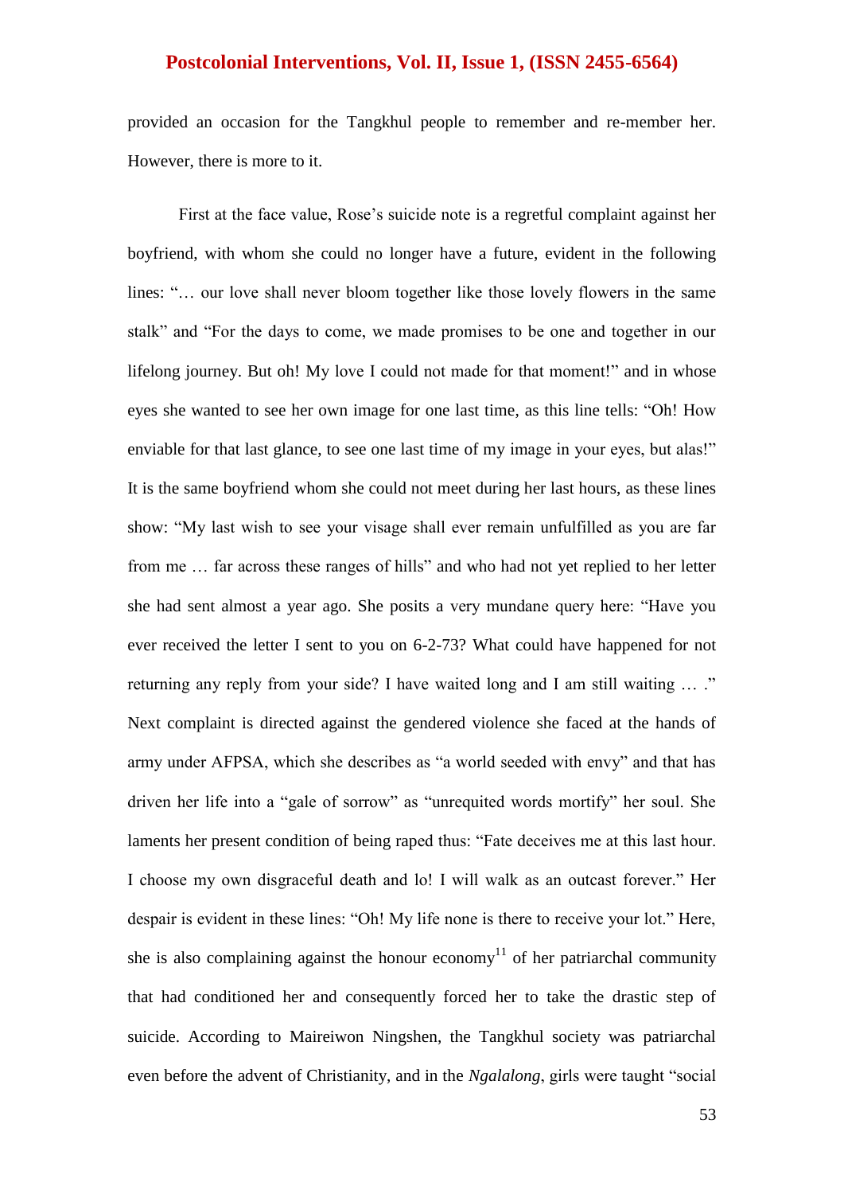provided an occasion for the Tangkhul people to remember and re-member her. However, there is more to it.

First at the face value, Rose's suicide note is a regretful complaint against her boyfriend, with whom she could no longer have a future, evident in the following lines: "… our love shall never bloom together like those lovely flowers in the same stalk" and "For the days to come, we made promises to be one and together in our lifelong journey. But oh! My love I could not made for that moment!" and in whose eyes she wanted to see her own image for one last time, as this line tells: "Oh! How enviable for that last glance, to see one last time of my image in your eyes, but alas!" It is the same boyfriend whom she could not meet during her last hours, as these lines show: "My last wish to see your visage shall ever remain unfulfilled as you are far from me … far across these ranges of hills" and who had not yet replied to her letter she had sent almost a year ago. She posits a very mundane query here: "Have you ever received the letter I sent to you on 6-2-73? What could have happened for not returning any reply from your side? I have waited long and I am still waiting … ." Next complaint is directed against the gendered violence she faced at the hands of army under AFPSA, which she describes as "a world seeded with envy" and that has driven her life into a "gale of sorrow" as "unrequited words mortify" her soul. She laments her present condition of being raped thus: "Fate deceives me at this last hour. I choose my own disgraceful death and lo! I will walk as an outcast forever." Her despair is evident in these lines: "Oh! My life none is there to receive your lot." Here, she is also complaining against the honour economy[11] of her patriarchal community that had conditioned her and consequently forced her to take the drastic step of suicide. According to Maireiwon Ningshen, the Tangkhul society was patriarchal even before the advent of Christianity, and in the *Ngalalong*, girls were taught "social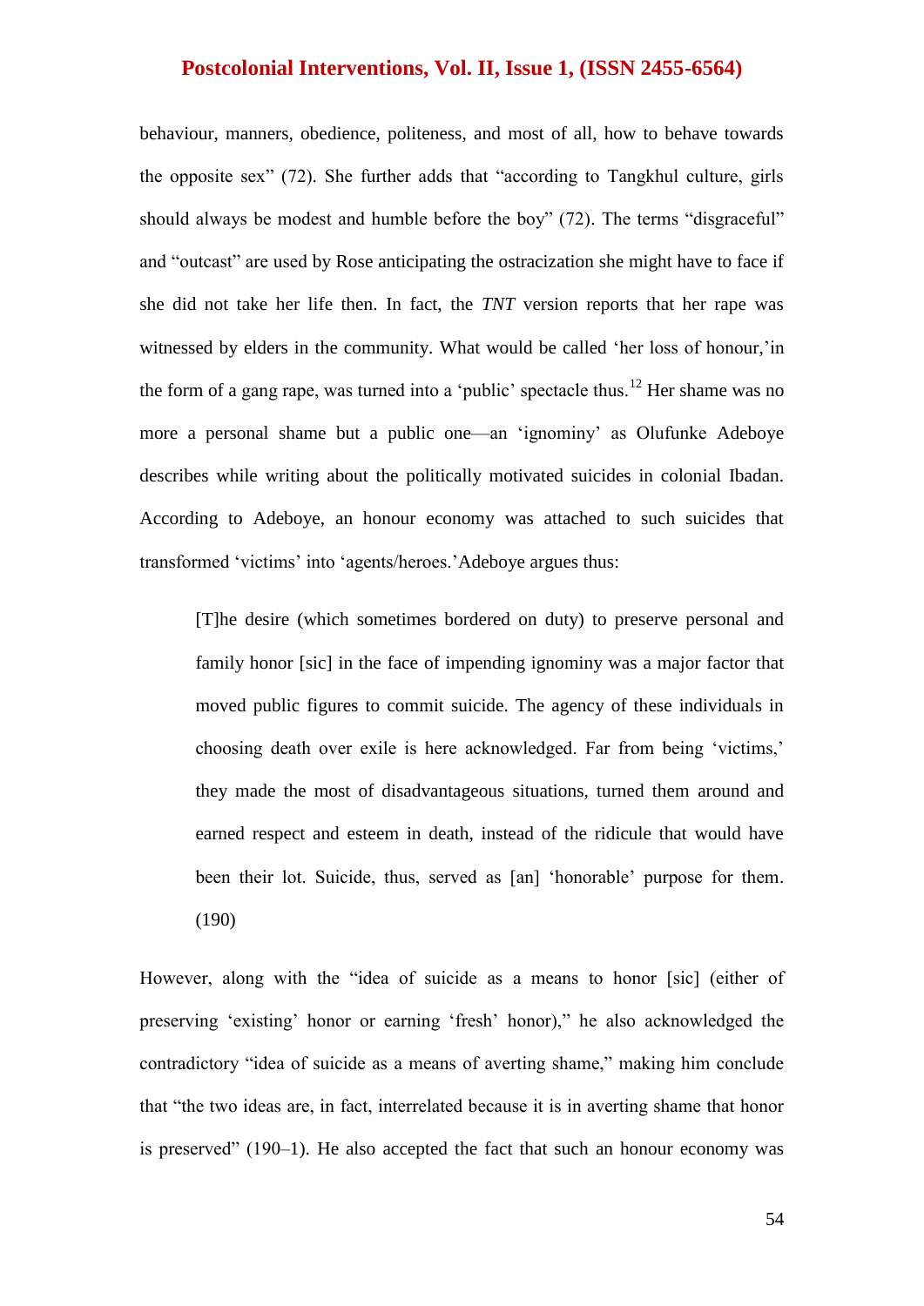behaviour, manners, obedience, politeness, and most of all, how to behave towards the opposite sex" (72). She further adds that "according to Tangkhul culture, girls should always be modest and humble before the boy" (72). The terms "disgraceful" and "outcast" are used by Rose anticipating the ostracization she might have to face if she did not take her life then. In fact, the *TNT* version reports that her rape was witnessed by elders in the community. What would be called 'her loss of honour,' in the form of a gang rape, was turned into a 'public' spectacle thus.[12] Her shame was no more a personal shame but a public one—an 'ignominy' as Olufunke Adeboye describes while writing about the politically motivated suicides in colonial Ibadan. According to Adeboye, an honour economy was attached to such suicides that transformed 'victims' into 'agents/heroes.' Adeboye argues thus:

> [T]he desire (which sometimes bordered on duty) to preserve personal and family honor [sic] in the face of impending ignominy was a major factor that moved public figures to commit suicide. The agency of these individuals in choosing death over exile is here acknowledged. Far from being 'victims,' they made the most of disadvantageous situations, turned them around and earned respect and esteem in death, instead of the ridicule that would have been their lot. Suicide, thus, served as [an] 'honorable' purpose for them. (190)

However, along with the "idea of suicide as a means to honor [sic] (either of preserving 'existing' honor or earning 'fresh' honor)," he also acknowledged the contradictory "idea of suicide as a means of averting shame," making him conclude that "the two ideas are, in fact, interrelated because it is in averting shame that honor is preserved" (190–1). He also accepted the fact that such an honour economy was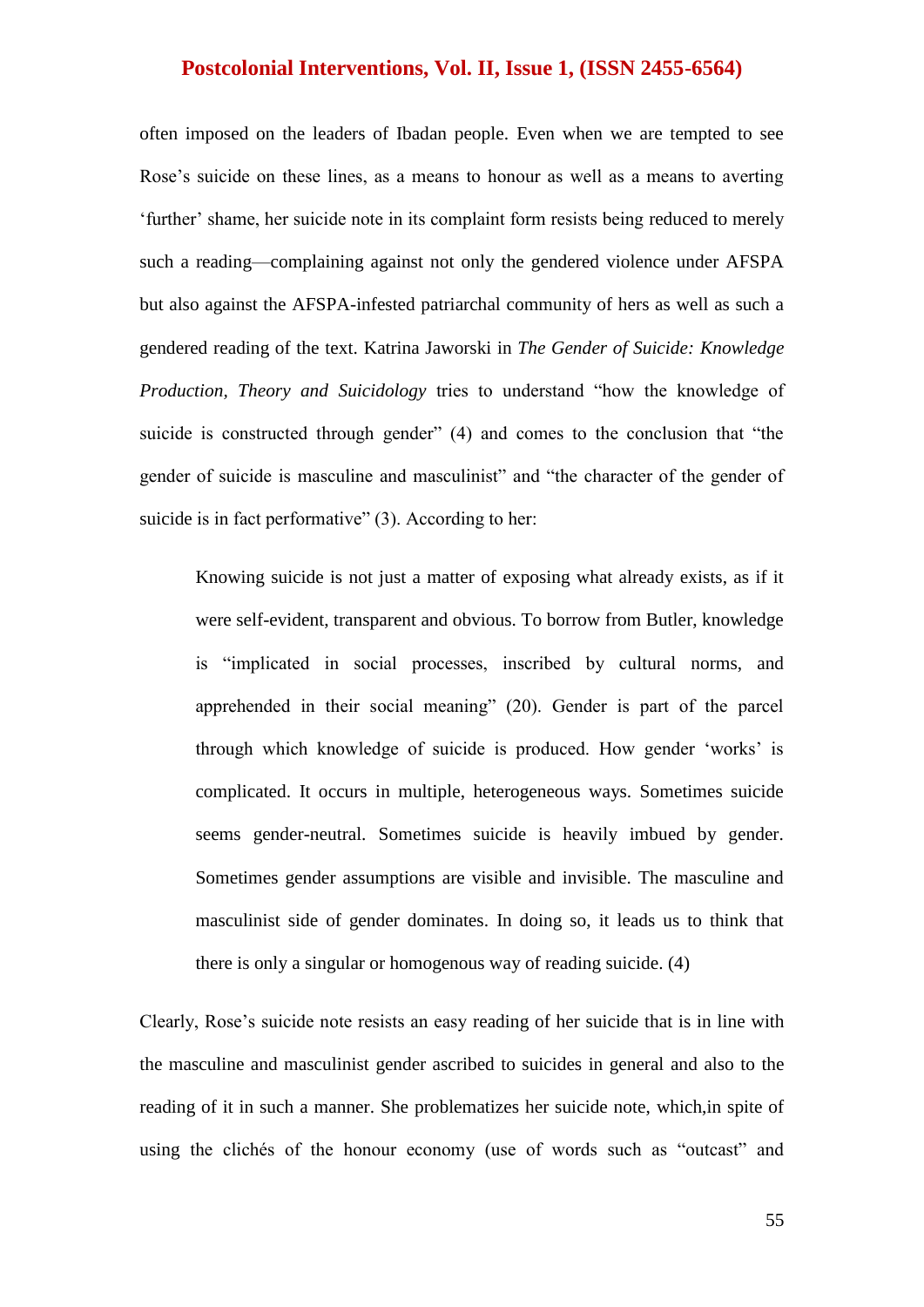often imposed on the leaders of Ibadan people. Even when we are tempted to see Rose's suicide on these lines, as a means to honour as well as a means to averting 'further' shame, her suicide note in its complaint form resists being reduced to merely such a reading—complaining against not only the gendered violence under AFSPA but also against the AFSPA-infested patriarchal community of hers as well as such a gendered reading of the text. Katrina Jaworski in *The Gender of Suicide: Knowledge Production, Theory and Suicidology* tries to understand "how the knowledge of suicide is constructed through gender" (4) and comes to the conclusion that "the gender of suicide is masculine and masculinist" and "the character of the gender of suicide is in fact performative" (3). According to her:

> Knowing suicide is not just a matter of exposing what already exists, as if it were self-evident, transparent and obvious. To borrow from Butler, knowledge is "implicated in social processes, inscribed by cultural norms, and apprehended in their social meaning" (20). Gender is part of the parcel through which knowledge of suicide is produced. How gender 'works' is complicated. It occurs in multiple, heterogeneous ways. Sometimes suicide seems gender-neutral. Sometimes suicide is heavily imbued by gender. Sometimes gender assumptions are visible and invisible. The masculine and masculinist side of gender dominates. In doing so, it leads us to think that there is only a singular or homogenous way of reading suicide. (4)

Clearly, Rose's suicide note resists an easy reading of her suicide that is in line with the masculine and masculinist gender ascribed to suicides in general and also to the reading of it in such a manner. She problematizes her suicide note, which,in spite of using the clichés of the honour economy (use of words such as "outcast" and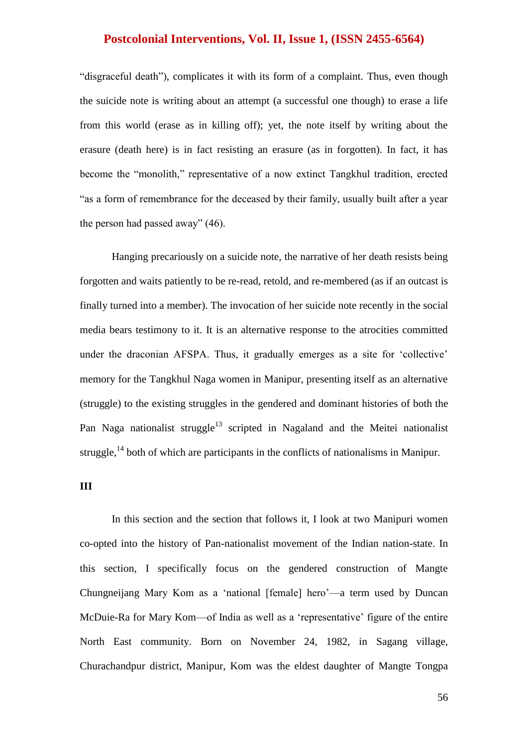"disgraceful death"), complicates it with its form of a complaint. Thus, even though the suicide note is writing about an attempt (a successful one though) to erase a life from this world (erase as in killing off); yet, the note itself by writing about the erasure (death here) is in fact resisting an erasure (as in forgotten). In fact, it has become the "monolith," representative of a now extinct Tangkhul tradition, erected "as a form of remembrance for the deceased by their family, usually built after a year the person had passed away" (46).

Hanging precariously on a suicide note, the narrative of her death resists being forgotten and waits patiently to be re-read, retold, and re-membered (as if an outcast is finally turned into a member). The invocation of her suicide note recently in the social media bears testimony to it. It is an alternative response to the atrocities committed under the draconian AFSPA. Thus, it gradually emerges as a site for 'collective' memory for the Tangkhul Naga women in Manipur, presenting itself as an alternative (struggle) to the existing struggles in the gendered and dominant histories of both the Pan Naga nationalist struggle[13] scripted in Nagaland and the Meitei nationalist struggle,[14] both of which are participants in the conflicts of nationalisms in Manipur.

**III**

In this section and the section that follows it, I look at two Manipuri women co-opted into the history of Pan-nationalist movement of the Indian nation-state. In this section, I specifically focus on the gendered construction of Mangte Chungneijang Mary Kom as a 'national [female] hero'—a term used by Duncan McDuie-Ra for Mary Kom—of India as well as a 'representative' figure of the entire North East community. Born on November 24, 1982, in Sagang village, Churachandpur district, Manipur, Kom was the eldest daughter of Mangte Tongpa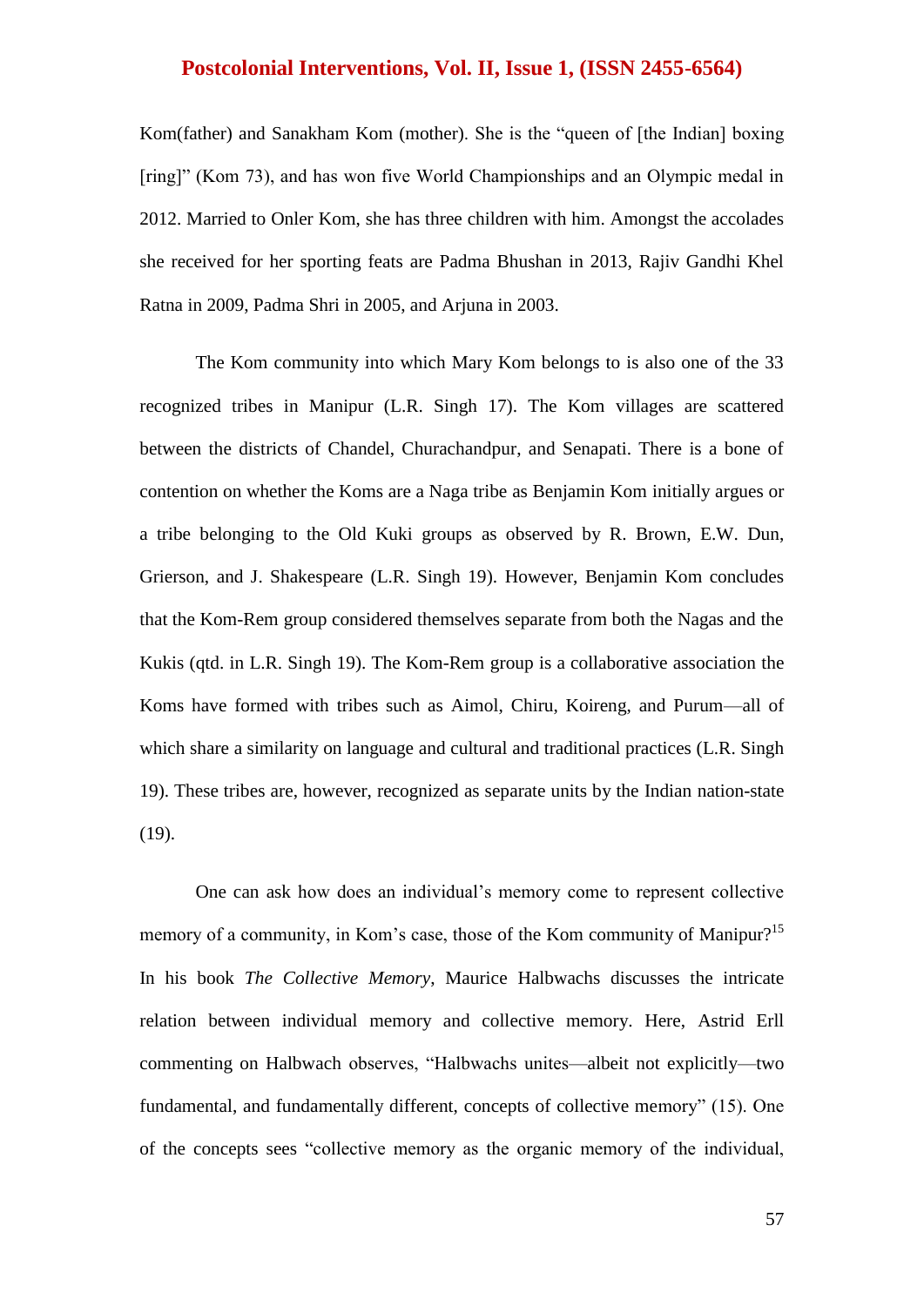Kom(father) and Sanakham Kom (mother). She is the "queen of [the Indian] boxing [ring]" (Kom 73), and has won five World Championships and an Olympic medal in 2012. Married to Onler Kom, she has three children with him. Amongst the accolades she received for her sporting feats are Padma Bhushan in 2013, Rajiv Gandhi Khel Ratna in 2009, Padma Shri in 2005, and Arjuna in 2003.

The Kom community into which Mary Kom belongs to is also one of the 33 recognized tribes in Manipur (L.R. Singh 17). The Kom villages are scattered between the districts of Chandel, Churachandpur, and Senapati. There is a bone of contention on whether the Koms are a Naga tribe as Benjamin Kom initially argues or a tribe belonging to the Old Kuki groups as observed by R. Brown, E.W. Dun, Grierson, and J. Shakespeare (L.R. Singh 19). However, Benjamin Kom concludes that the Kom-Rem group considered themselves separate from both the Nagas and the Kukis (qtd. in L.R. Singh 19). The Kom-Rem group is a collaborative association the Koms have formed with tribes such as Aimol, Chiru, Koireng, and Purum—all of which share a similarity on language and cultural and traditional practices (L.R. Singh 19). These tribes are, however, recognized as separate units by the Indian nation-state (19).

One can ask how does an individual's memory come to represent collective memory of a community, in Kom's case, those of the Kom community of Manipur?[15] In his book *The Collective Memory*, Maurice Halbwachs discusses the intricate relation between individual memory and collective memory. Here, Astrid Erll commenting on Halbwach observes, "Halbwachs unites—albeit not explicitly—two fundamental, and fundamentally different, concepts of collective memory" (15). One of the concepts sees "collective memory as the organic memory of the individual,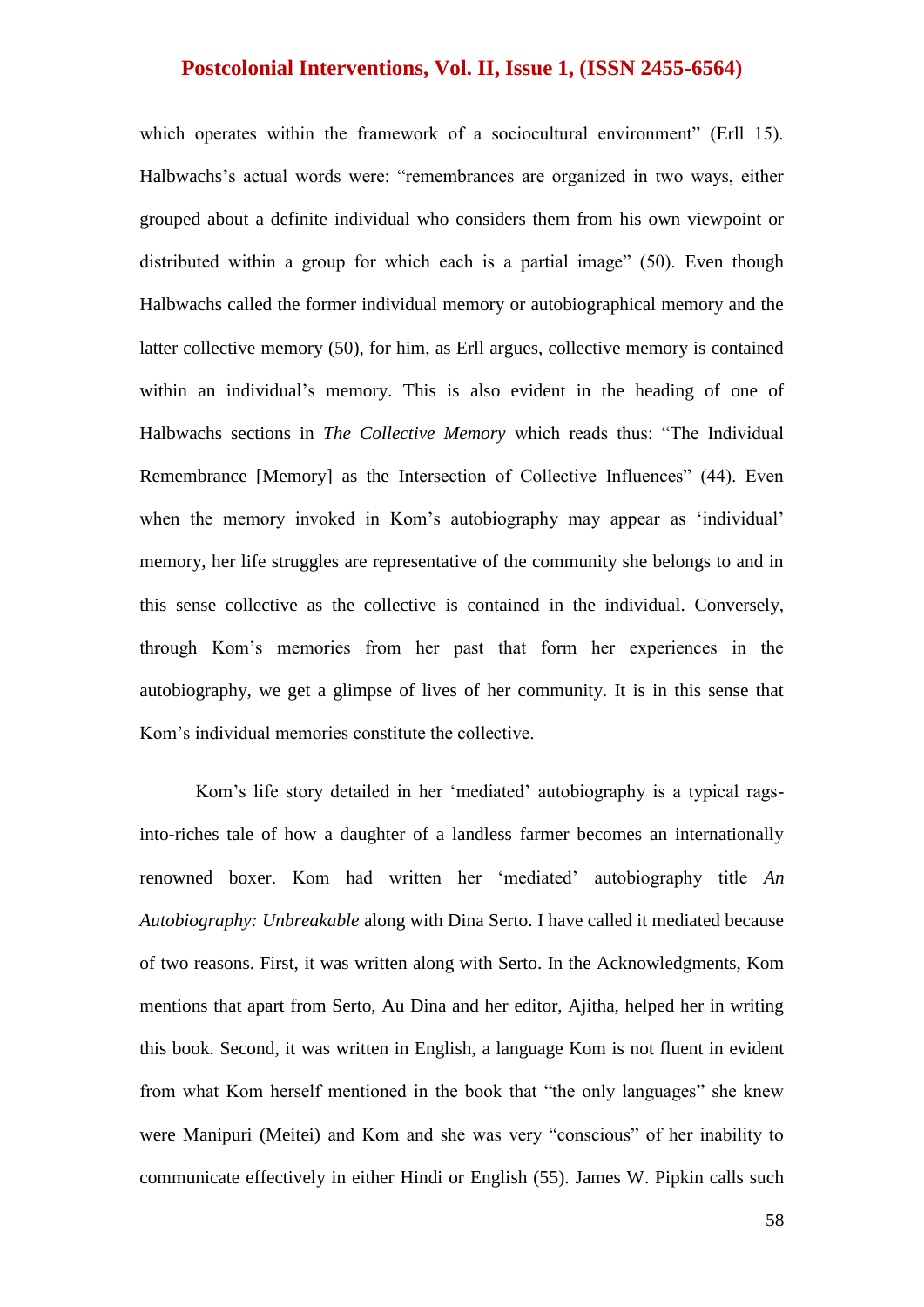which operates within the framework of a sociocultural environment" (Erll 15). Halbwachs's actual words were: "remembrances are organized in two ways, either grouped about a definite individual who considers them from his own viewpoint or distributed within a group for which each is a partial image" (50). Even though Halbwachs called the former individual memory or autobiographical memory and the latter collective memory (50), for him, as Erll argues, collective memory is contained within an individual's memory. This is also evident in the heading of one of Halbwachs sections in *The Collective Memory* which reads thus: "The Individual Remembrance [Memory] as the Intersection of Collective Influences" (44). Even when the memory invoked in Kom's autobiography may appear as 'individual' memory, her life struggles are representative of the community she belongs to and in this sense collective as the collective is contained in the individual. Conversely, through Kom's memories from her past that form her experiences in the autobiography, we get a glimpse of lives of her community. It is in this sense that Kom's individual memories constitute the collective.

Kom's life story detailed in her 'mediated' autobiography is a typical rags-into-riches tale of how a daughter of a landless farmer becomes an internationally renowned boxer. Kom had written her 'mediated' autobiography title *An Autobiography: Unbreakable* along with Dina Serto. I have called it mediated because of two reasons. First, it was written along with Serto. In the Acknowledgments, Kom mentions that apart from Serto, Au Dina and her editor, Ajitha, helped her in writing this book. Second, it was written in English, a language Kom is not fluent in evident from what Kom herself mentioned in the book that "the only languages" she knew were Manipuri (Meitei) and Kom and she was very "conscious" of her inability to communicate effectively in either Hindi or English (55). James W. Pipkin calls such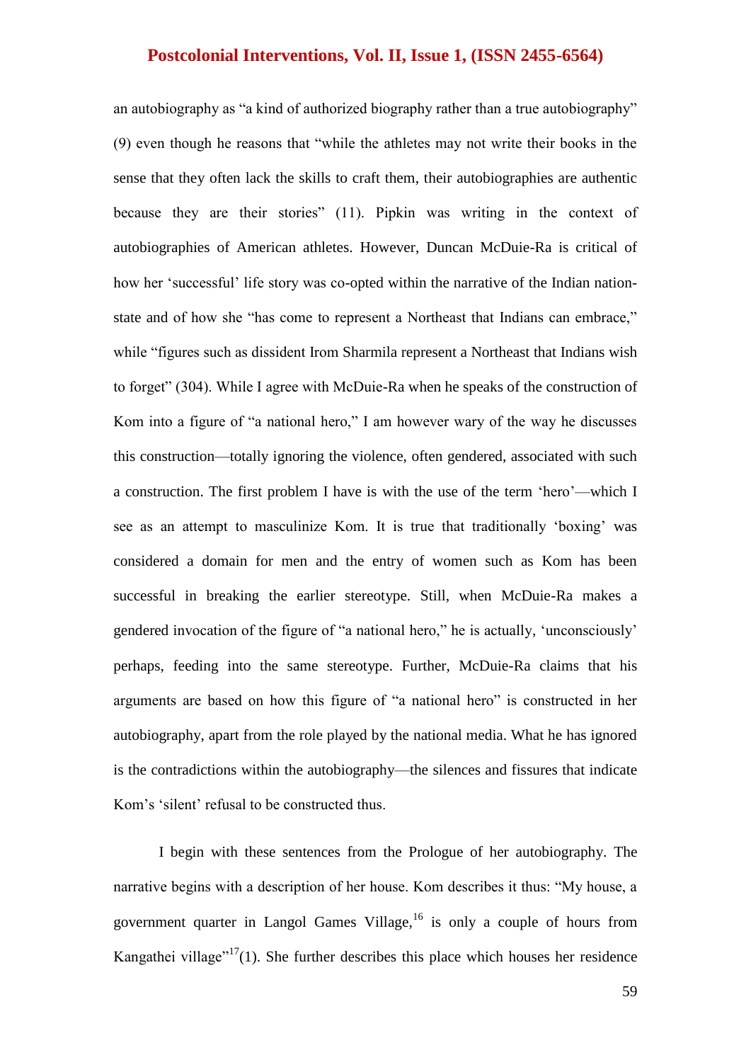an autobiography as "a kind of authorized biography rather than a true autobiography" (9) even though he reasons that "while the athletes may not write their books in the sense that they often lack the skills to craft them, their autobiographies are authentic because they are their stories" (11). Pipkin was writing in the context of autobiographies of American athletes. However, Duncan McDuie-Ra is critical of how her 'successful' life story was co-opted within the narrative of the Indian nation-state and of how she "has come to represent a Northeast that Indians can embrace," while "figures such as dissident Irom Sharmila represent a Northeast that Indians wish to forget" (304). While I agree with McDuie-Ra when he speaks of the construction of Kom into a figure of "a national hero," I am however wary of the way he discusses this construction—totally ignoring the violence, often gendered, associated with such a construction. The first problem I have is with the use of the term 'hero'—which I see as an attempt to masculinize Kom. It is true that traditionally 'boxing' was considered a domain for men and the entry of women such as Kom has been successful in breaking the earlier stereotype. Still, when McDuie-Ra makes a gendered invocation of the figure of "a national hero," he is actually, 'unconsciously' perhaps, feeding into the same stereotype. Further, McDuie-Ra claims that his arguments are based on how this figure of "a national hero" is constructed in her autobiography, apart from the role played by the national media. What he has ignored is the contradictions within the autobiography—the silences and fissures that indicate Kom's 'silent' refusal to be constructed thus.

I begin with these sentences from the Prologue of her autobiography. The narrative begins with a description of her house. Kom describes it thus: "My house, a government quarter in Langol Games Village,[16] is only a couple of hours from Kangathei village"[17](1). She further describes this place which houses her residence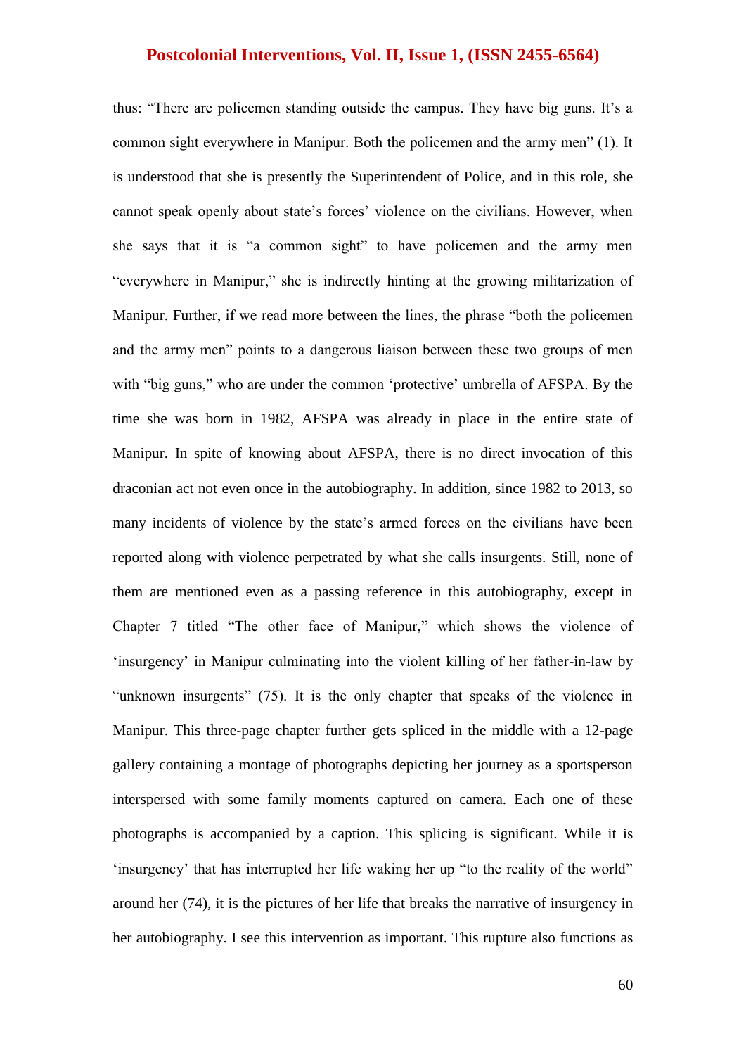thus: "There are policemen standing outside the campus. They have big guns. It's a common sight everywhere in Manipur. Both the policemen and the army men" (1). It is understood that she is presently the Superintendent of Police, and in this role, she cannot speak openly about state's forces' violence on the civilians. However, when she says that it is "a common sight" to have policemen and the army men "everywhere in Manipur," she is indirectly hinting at the growing militarization of Manipur. Further, if we read more between the lines, the phrase "both the policemen and the army men" points to a dangerous liaison between these two groups of men with "big guns," who are under the common 'protective' umbrella of AFSPA. By the time she was born in 1982, AFSPA was already in place in the entire state of Manipur. In spite of knowing about AFSPA, there is no direct invocation of this draconian act not even once in the autobiography. In addition, since 1982 to 2013, so many incidents of violence by the state's armed forces on the civilians have been reported along with violence perpetrated by what she calls insurgents. Still, none of them are mentioned even as a passing reference in this autobiography, except in Chapter 7 titled "The other face of Manipur," which shows the violence of 'insurgency' in Manipur culminating into the violent killing of her father-in-law by "unknown insurgents" (75). It is the only chapter that speaks of the violence in Manipur. This three-page chapter further gets spliced in the middle with a 12-page gallery containing a montage of photographs depicting her journey as a sportsperson interspersed with some family moments captured on camera. Each one of these photographs is accompanied by a caption. This splicing is significant. While it is 'insurgency' that has interrupted her life waking her up "to the reality of the world" around her (74), it is the pictures of her life that breaks the narrative of insurgency in her autobiography. I see this intervention as important. This rupture also functions as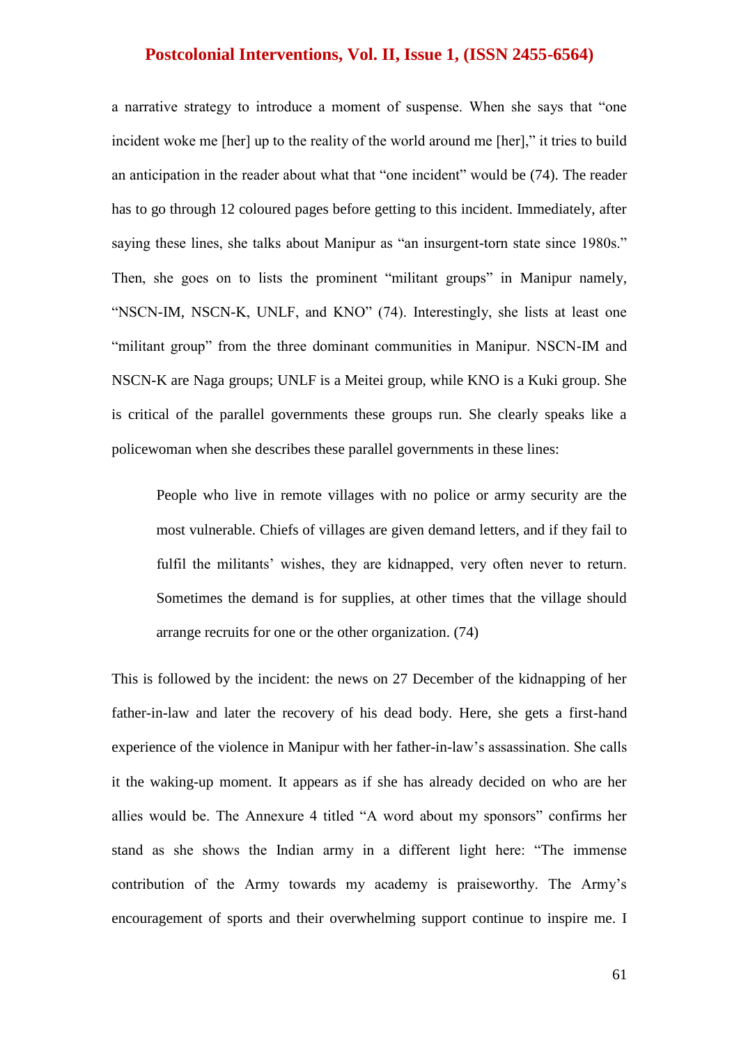a narrative strategy to introduce a moment of suspense. When she says that "one incident woke me [her] up to the reality of the world around me [her]," it tries to build an anticipation in the reader about what that "one incident" would be (74). The reader has to go through 12 coloured pages before getting to this incident. Immediately, after saying these lines, she talks about Manipur as "an insurgent-torn state since 1980s." Then, she goes on to lists the prominent "militant groups" in Manipur namely, "NSCN-IM, NSCN-K, UNLF, and KNO" (74). Interestingly, she lists at least one "militant group" from the three dominant communities in Manipur. NSCN-IM and NSCN-K are Naga groups; UNLF is a Meitei group, while KNO is a Kuki group. She is critical of the parallel governments these groups run. She clearly speaks like a policewoman when she describes these parallel governments in these lines:

> People who live in remote villages with no police or army security are the most vulnerable. Chiefs of villages are given demand letters, and if they fail to fulfil the militants' wishes, they are kidnapped, very often never to return. Sometimes the demand is for supplies, at other times that the village should arrange recruits for one or the other organization. (74)

This is followed by the incident: the news on 27 December of the kidnapping of her father-in-law and later the recovery of his dead body. Here, she gets a first-hand experience of the violence in Manipur with her father-in-law's assassination. She calls it the waking-up moment. It appears as if she has already decided on who are her allies would be. The Annexure 4 titled "A word about my sponsors" confirms her stand as she shows the Indian army in a different light here: "The immense contribution of the Army towards my academy is praiseworthy. The Army's encouragement of sports and their overwhelming support continue to inspire me. I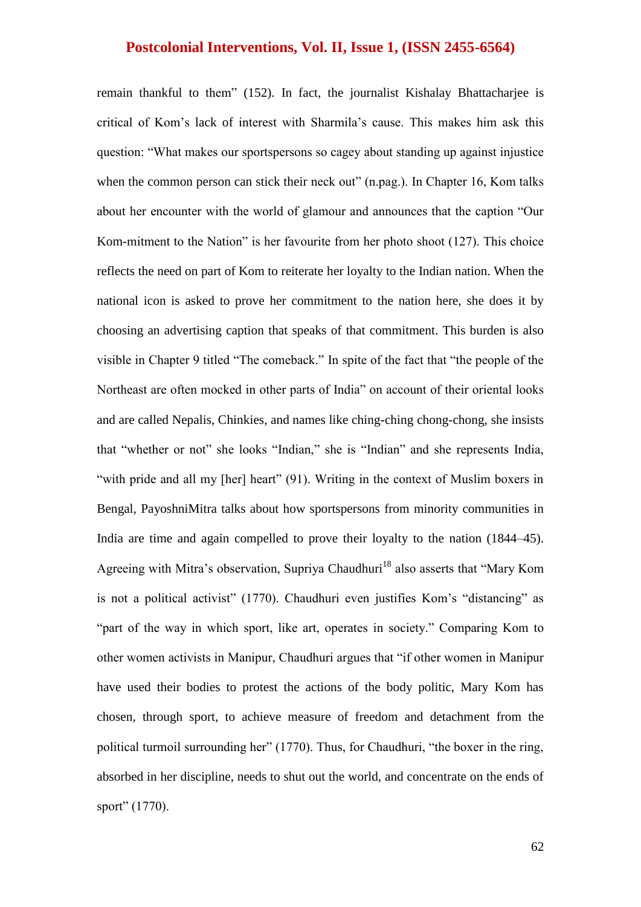remain thankful to them" (152). In fact, the journalist Kishalay Bhattacharjee is critical of Kom's lack of interest with Sharmila's cause. This makes him ask this question: "What makes our sportspersons so cagey about standing up against injustice when the common person can stick their neck out" (n.pag.). In Chapter 16, Kom talks about her encounter with the world of glamour and announces that the caption "Our Kom-mitment to the Nation" is her favourite from her photo shoot (127). This choice reflects the need on part of Kom to reiterate her loyalty to the Indian nation. When the national icon is asked to prove her commitment to the nation here, she does it by choosing an advertising caption that speaks of that commitment. This burden is also visible in Chapter 9 titled "The comeback." In spite of the fact that "the people of the Northeast are often mocked in other parts of India" on account of their oriental looks and are called Nepalis, Chinkies, and names like ching-ching chong-chong, she insists that "whether or not" she looks "Indian," she is "Indian" and she represents India, "with pride and all my [her] heart" (91). Writing in the context of Muslim boxers in Bengal, PayoshniMitra talks about how sportspersons from minority communities in India are time and again compelled to prove their loyalty to the nation (1844–45). Agreeing with Mitra's observation, Supriya Chaudhuri[18] also asserts that "Mary Kom is not a political activist" (1770). Chaudhuri even justifies Kom's "distancing" as "part of the way in which sport, like art, operates in society." Comparing Kom to other women activists in Manipur, Chaudhuri argues that "if other women in Manipur have used their bodies to protest the actions of the body politic, Mary Kom has chosen, through sport, to achieve measure of freedom and detachment from the political turmoil surrounding her" (1770). Thus, for Chaudhuri, "the boxer in the ring, absorbed in her discipline, needs to shut out the world, and concentrate on the ends of sport" (1770).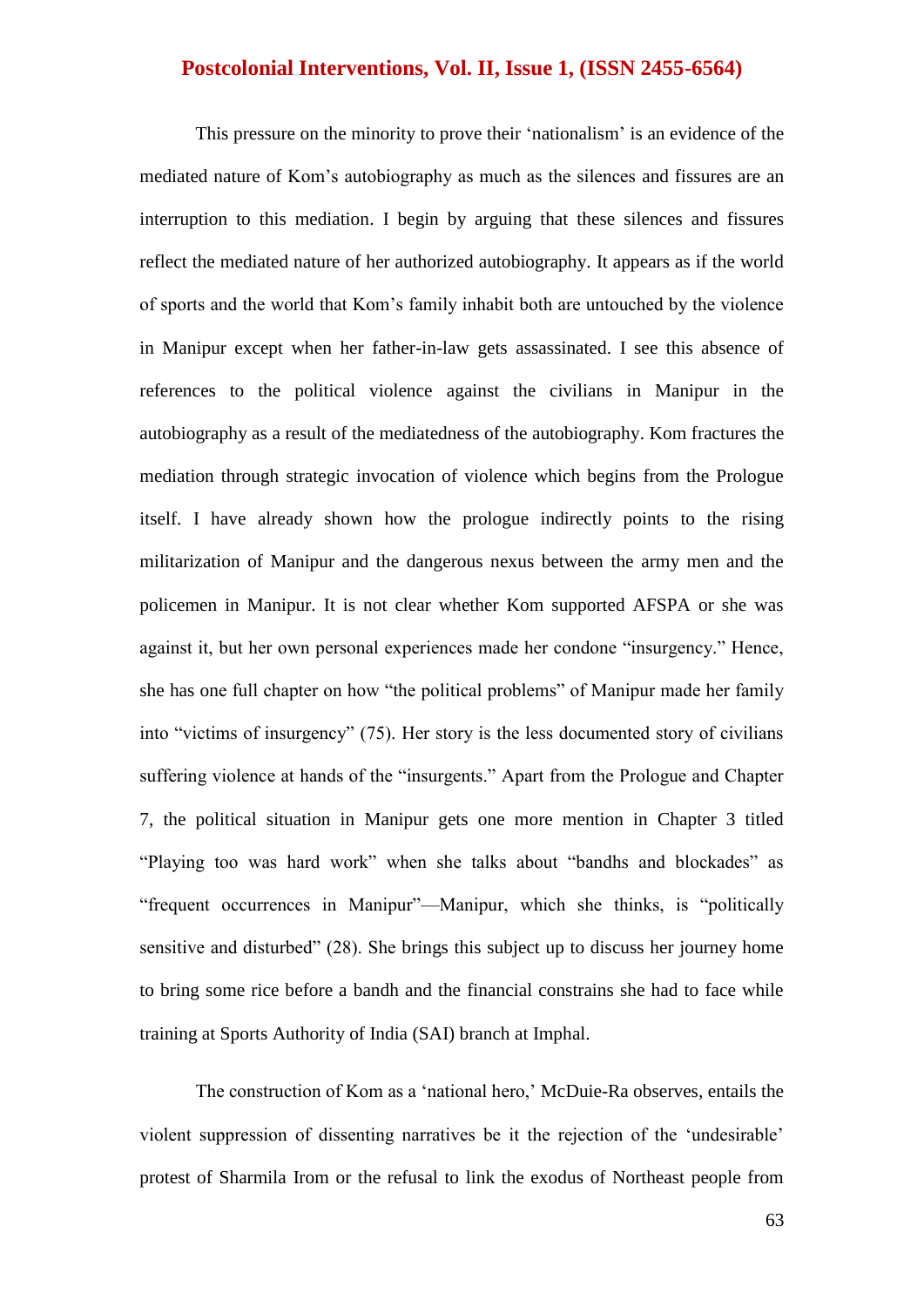This pressure on the minority to prove their 'nationalism' is an evidence of the mediated nature of Kom's autobiography as much as the silences and fissures are an interruption to this mediation. I begin by arguing that these silences and fissures reflect the mediated nature of her authorized autobiography. It appears as if the world of sports and the world that Kom's family inhabit both are untouched by the violence in Manipur except when her father-in-law gets assassinated. I see this absence of references to the political violence against the civilians in Manipur in the autobiography as a result of the mediatedness of the autobiography. Kom fractures the mediation through strategic invocation of violence which begins from the Prologue itself. I have already shown how the prologue indirectly points to the rising militarization of Manipur and the dangerous nexus between the army men and the policemen in Manipur. It is not clear whether Kom supported AFSPA or she was against it, but her own personal experiences made her condone "insurgency." Hence, she has one full chapter on how "the political problems" of Manipur made her family into "victims of insurgency" (75). Her story is the less documented story of civilians suffering violence at hands of the "insurgents." Apart from the Prologue and Chapter 7, the political situation in Manipur gets one more mention in Chapter 3 titled "Playing too was hard work" when she talks about "bandhs and blockades" as "frequent occurrences in Manipur"—Manipur, which she thinks, is "politically sensitive and disturbed" (28). She brings this subject up to discuss her journey home to bring some rice before a bandh and the financial constrains she had to face while training at Sports Authority of India (SAI) branch at Imphal.

The construction of Kom as a 'national hero,' McDuie-Ra observes, entails the violent suppression of dissenting narratives be it the rejection of the 'undesirable' protest of Sharmila Irom or the refusal to link the exodus of Northeast people from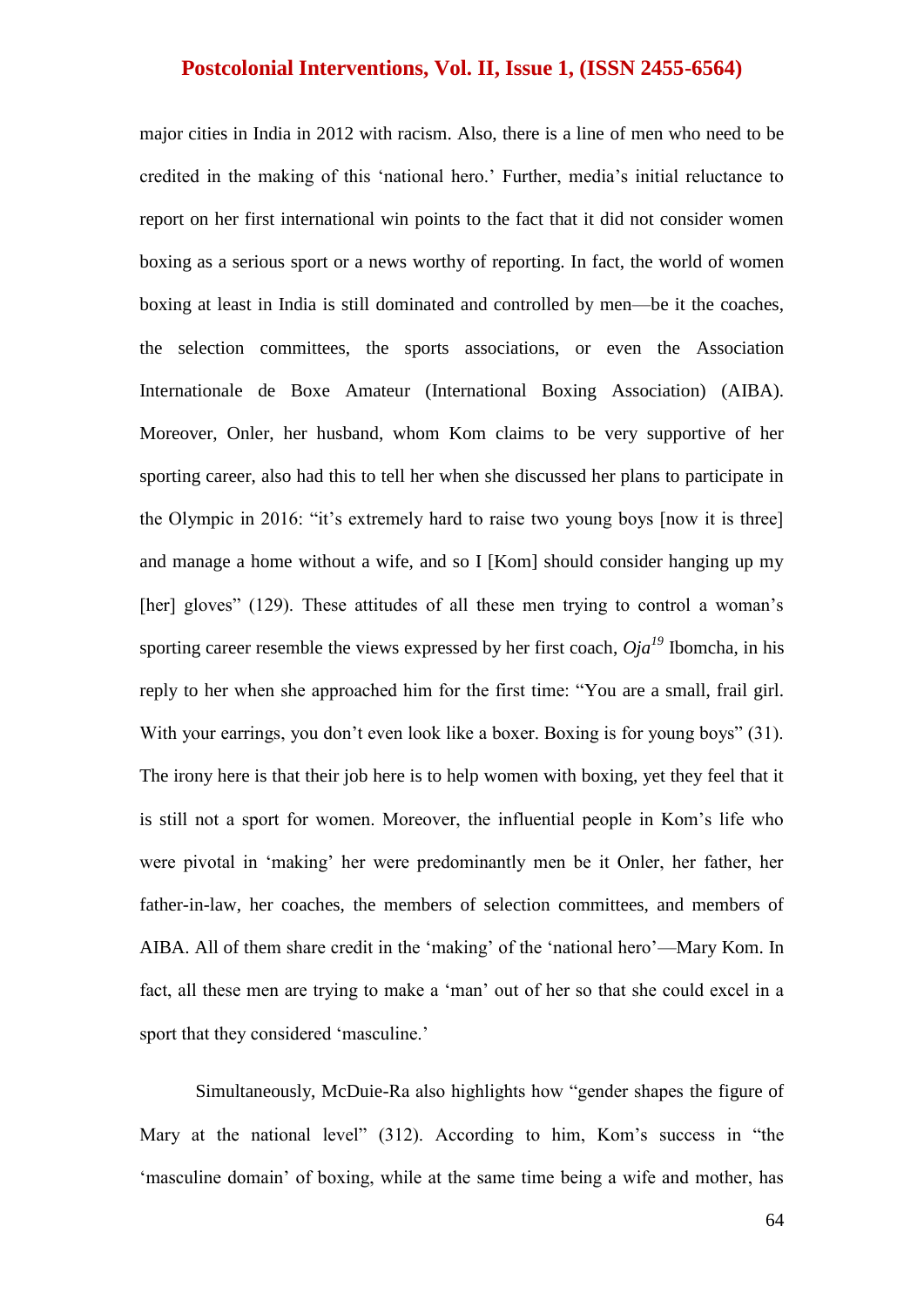major cities in India in 2012 with racism. Also, there is a line of men who need to be credited in the making of this 'national hero.' Further, media's initial reluctance to report on her first international win points to the fact that it did not consider women boxing as a serious sport or a news worthy of reporting. In fact, the world of women boxing at least in India is still dominated and controlled by men—be it the coaches, the selection committees, the sports associations, or even the Association Internationale de Boxe Amateur (International Boxing Association) (AIBA). Moreover, Onler, her husband, whom Kom claims to be very supportive of her sporting career, also had this to tell her when she discussed her plans to participate in the Olympic in 2016: "it's extremely hard to raise two young boys [now it is three] and manage a home without a wife, and so I [Kom] should consider hanging up my [her] gloves" (129). These attitudes of all these men trying to control a woman's sporting career resemble the views expressed by her first coach, *Oja*[19] Ibomcha, in his reply to her when she approached him for the first time: "You are a small, frail girl. With your earrings, you don't even look like a boxer. Boxing is for young boys" (31). The irony here is that their job here is to help women with boxing, yet they feel that it is still not a sport for women. Moreover, the influential people in Kom's life who were pivotal in 'making' her were predominantly men be it Onler, her father, her father-in-law, her coaches, the members of selection committees, and members of AIBA. All of them share credit in the 'making' of the 'national hero'—Mary Kom. In fact, all these men are trying to make a 'man' out of her so that she could excel in a sport that they considered 'masculine.'

Simultaneously, McDuie-Ra also highlights how "gender shapes the figure of Mary at the national level" (312). According to him, Kom's success in "the 'masculine domain' of boxing, while at the same time being a wife and mother, has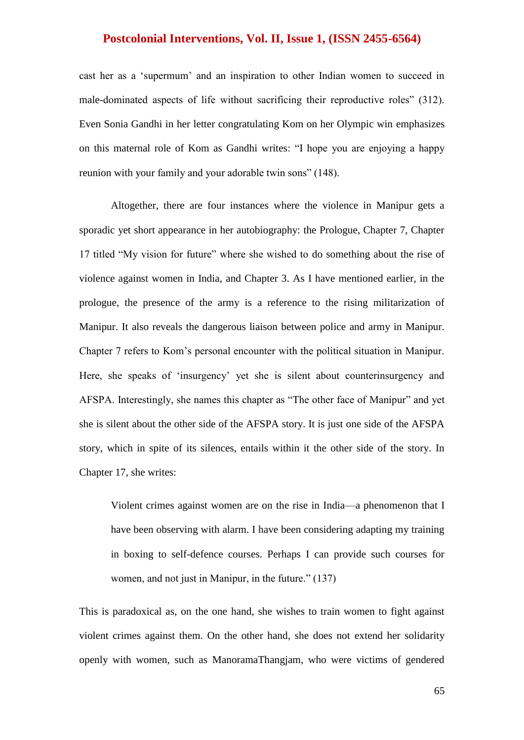cast her as a 'supermum' and an inspiration to other Indian women to succeed in male-dominated aspects of life without sacrificing their reproductive roles" (312). Even Sonia Gandhi in her letter congratulating Kom on her Olympic win emphasizes on this maternal role of Kom as Gandhi writes: "I hope you are enjoying a happy reunion with your family and your adorable twin sons" (148).

Altogether, there are four instances where the violence in Manipur gets a sporadic yet short appearance in her autobiography: the Prologue, Chapter 7, Chapter 17 titled "My vision for future" where she wished to do something about the rise of violence against women in India, and Chapter 3. As I have mentioned earlier, in the prologue, the presence of the army is a reference to the rising militarization of Manipur. It also reveals the dangerous liaison between police and army in Manipur. Chapter 7 refers to Kom's personal encounter with the political situation in Manipur. Here, she speaks of 'insurgency' yet she is silent about counterinsurgency and AFSPA. Interestingly, she names this chapter as "The other face of Manipur" and yet she is silent about the other side of the AFSPA story. It is just one side of the AFSPA story, which in spite of its silences, entails within it the other side of the story. In Chapter 17, she writes:

> Violent crimes against women are on the rise in India—a phenomenon that I have been observing with alarm. I have been considering adapting my training in boxing to self-defence courses. Perhaps I can provide such courses for women, and not just in Manipur, in the future." (137)

This is paradoxical as, on the one hand, she wishes to train women to fight against violent crimes against them. On the other hand, she does not extend her solidarity openly with women, such as ManoramaThangjam, who were victims of gendered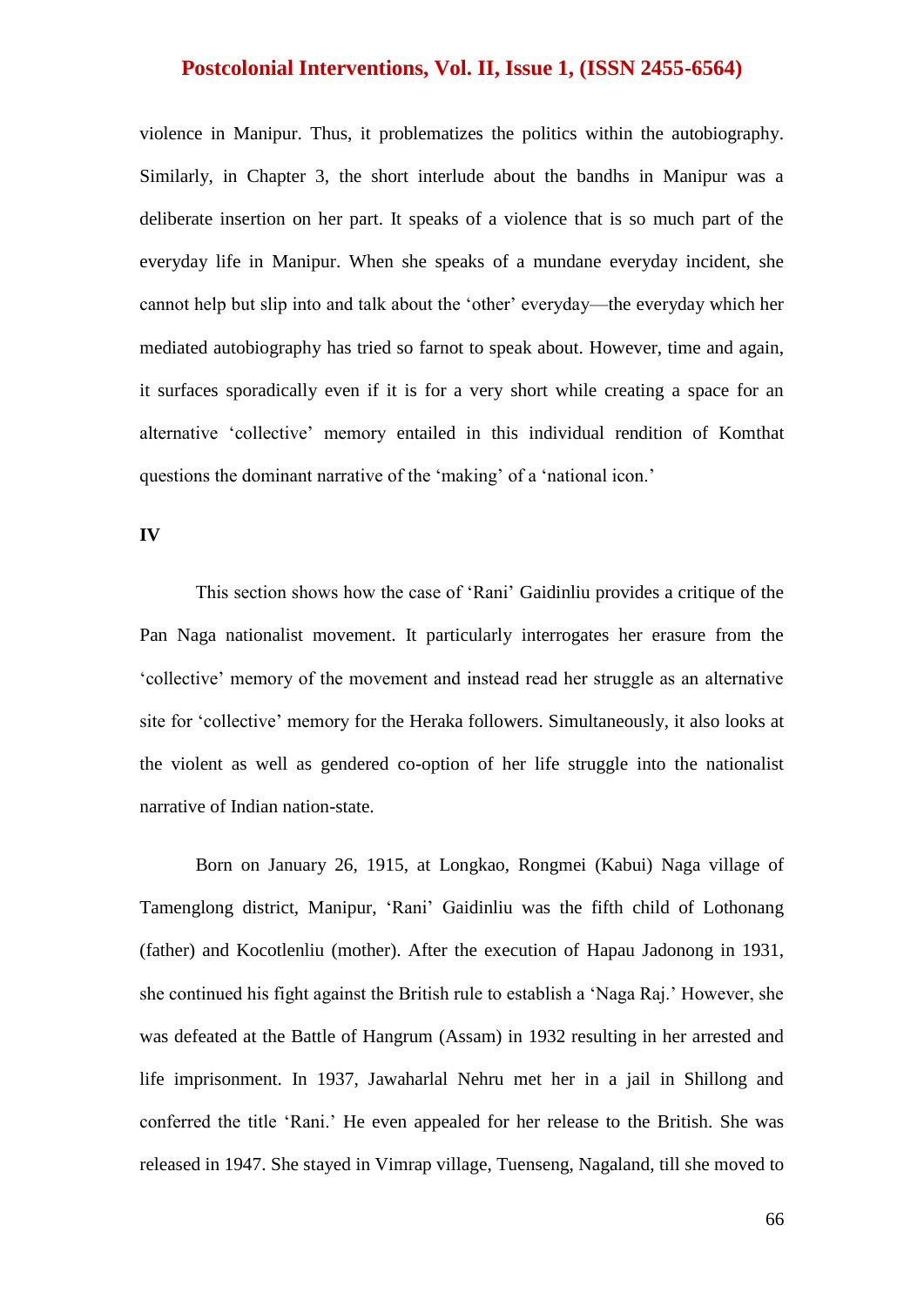violence in Manipur. Thus, it problematizes the politics within the autobiography. Similarly, in Chapter 3, the short interlude about the bandhs in Manipur was a deliberate insertion on her part. It speaks of a violence that is so much part of the everyday life in Manipur. When she speaks of a mundane everyday incident, she cannot help but slip into and talk about the 'other' everyday—the everyday which her mediated autobiography has tried so farnot to speak about. However, time and again, it surfaces sporadically even if it is for a very short while creating a space for an alternative 'collective' memory entailed in this individual rendition of Komthat questions the dominant narrative of the 'making' of a 'national icon.'

**IV**

This section shows how the case of 'Rani' Gaidinliu provides a critique of the Pan Naga nationalist movement. It particularly interrogates her erasure from the 'collective' memory of the movement and instead read her struggle as an alternative site for 'collective' memory for the Heraka followers. Simultaneously, it also looks at the violent as well as gendered co-option of her life struggle into the nationalist narrative of Indian nation-state.

Born on January 26, 1915, at Longkao, Rongmei (Kabui) Naga village of Tamenglong district, Manipur, 'Rani' Gaidinliu was the fifth child of Lothonang (father) and Kocotlenliu (mother). After the execution of Hapau Jadonong in 1931, she continued his fight against the British rule to establish a 'Naga Raj.' However, she was defeated at the Battle of Hangrum (Assam) in 1932 resulting in her arrested and life imprisonment. In 1937, Jawaharlal Nehru met her in a jail in Shillong and conferred the title 'Rani.' He even appealed for her release to the British. She was released in 1947. She stayed in Vimrap village, Tuenseng, Nagaland, till she moved to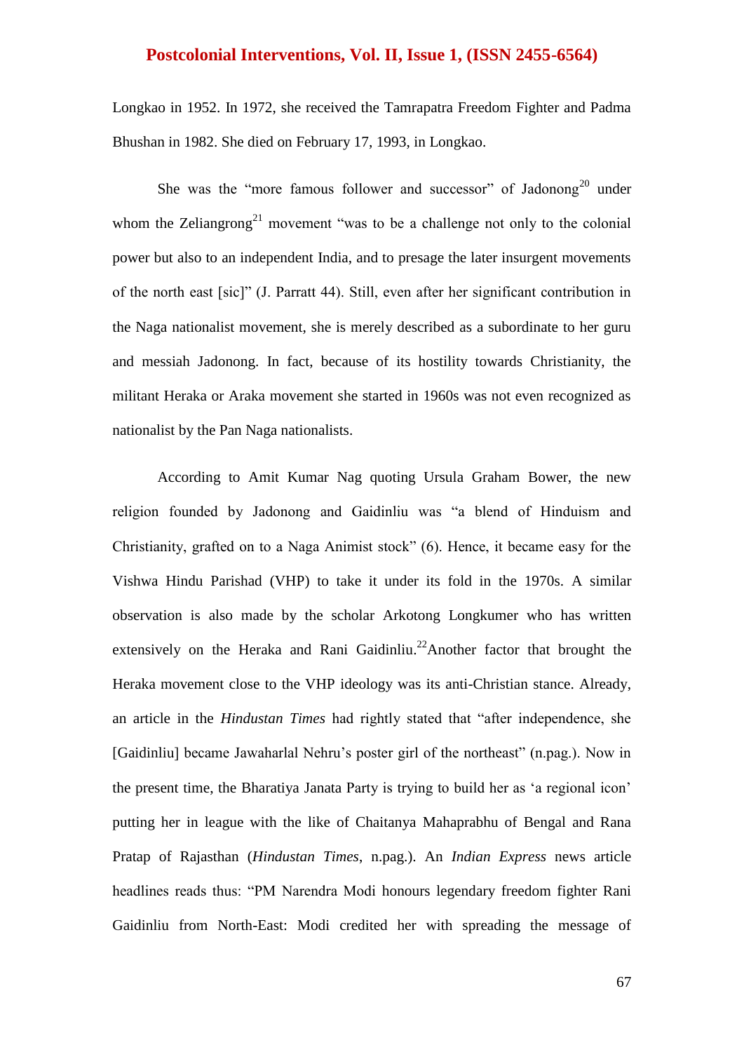Longkao in 1952. In 1972, she received the Tamrapatra Freedom Fighter and Padma Bhushan in 1982. She died on February 17, 1993, in Longkao.

She was the "more famous follower and successor" of Jadonong[20] under whom the Zeliangrong[21] movement "was to be a challenge not only to the colonial power but also to an independent India, and to presage the later insurgent movements of the north east [sic]" (J. Parratt 44). Still, even after her significant contribution in the Naga nationalist movement, she is merely described as a subordinate to her guru and messiah Jadonong. In fact, because of its hostility towards Christianity, the militant Heraka or Araka movement she started in 1960s was not even recognized as nationalist by the Pan Naga nationalists.

According to Amit Kumar Nag quoting Ursula Graham Bower, the new religion founded by Jadonong and Gaidinliu was "a blend of Hinduism and Christianity, grafted on to a Naga Animist stock" (6). Hence, it became easy for the Vishwa Hindu Parishad (VHP) to take it under its fold in the 1970s. A similar observation is also made by the scholar Arkotong Longkumer who has written extensively on the Heraka and Rani Gaidinliu.[22]Another factor that brought the Heraka movement close to the VHP ideology was its anti-Christian stance. Already, an article in the *Hindustan Times* had rightly stated that "after independence, she [Gaidinliu] became Jawaharlal Nehru's poster girl of the northeast" (n.pag.). Now in the present time, the Bharatiya Janata Party is trying to build her as 'a regional icon' putting her in league with the like of Chaitanya Mahaprabhu of Bengal and Rana Pratap of Rajasthan (*Hindustan Times*, n.pag.). An *Indian Express* news article headlines reads thus: "PM Narendra Modi honours legendary freedom fighter Rani Gaidinliu from North-East: Modi credited her with spreading the message of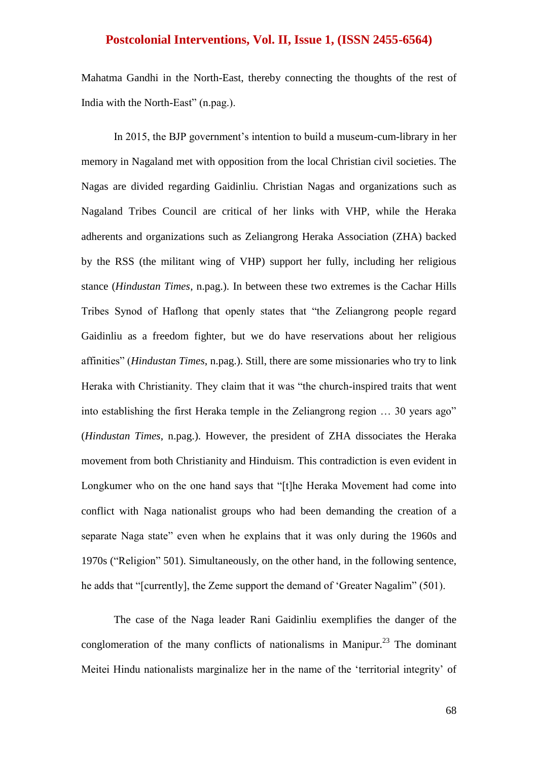Mahatma Gandhi in the North-East, thereby connecting the thoughts of the rest of India with the North-East" (n.pag.).

In 2015, the BJP government's intention to build a museum-cum-library in her memory in Nagaland met with opposition from the local Christian civil societies. The Nagas are divided regarding Gaidinliu. Christian Nagas and organizations such as Nagaland Tribes Council are critical of her links with VHP, while the Heraka adherents and organizations such as Zeliangrong Heraka Association (ZHA) backed by the RSS (the militant wing of VHP) support her fully, including her religious stance (*Hindustan Times*, n.pag.). In between these two extremes is the Cachar Hills Tribes Synod of Haflong that openly states that "the Zeliangrong people regard Gaidinliu as a freedom fighter, but we do have reservations about her religious affinities" (*Hindustan Times*, n.pag.). Still, there are some missionaries who try to link Heraka with Christianity. They claim that it was "the church-inspired traits that went into establishing the first Heraka temple in the Zeliangrong region … 30 years ago" (*Hindustan Times*, n.pag.). However, the president of ZHA dissociates the Heraka movement from both Christianity and Hinduism. This contradiction is even evident in Longkumer who on the one hand says that "[t]he Heraka Movement had come into conflict with Naga nationalist groups who had been demanding the creation of a separate Naga state" even when he explains that it was only during the 1960s and 1970s ("Religion" 501). Simultaneously, on the other hand, in the following sentence, he adds that "[currently], the Zeme support the demand of 'Greater Nagalim" (501).

The case of the Naga leader Rani Gaidinliu exemplifies the danger of the conglomeration of the many conflicts of nationalisms in Manipur.[23] The dominant Meitei Hindu nationalists marginalize her in the name of the 'territorial integrity' of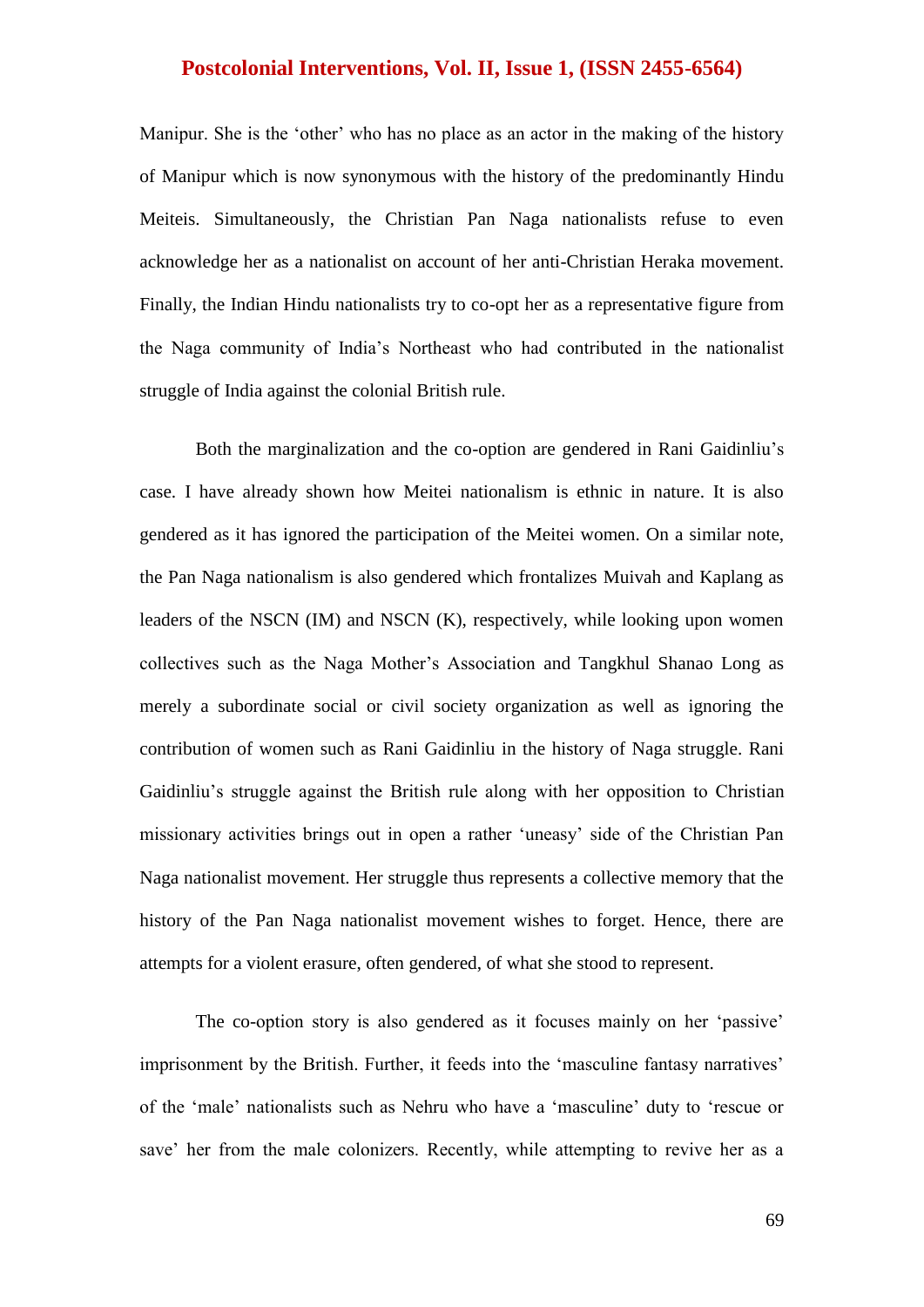Manipur. She is the 'other' who has no place as an actor in the making of the history of Manipur which is now synonymous with the history of the predominantly Hindu Meiteis. Simultaneously, the Christian Pan Naga nationalists refuse to even acknowledge her as a nationalist on account of her anti-Christian Heraka movement. Finally, the Indian Hindu nationalists try to co-opt her as a representative figure from the Naga community of India's Northeast who had contributed in the nationalist struggle of India against the colonial British rule.

Both the marginalization and the co-option are gendered in Rani Gaidinliu's case. I have already shown how Meitei nationalism is ethnic in nature. It is also gendered as it has ignored the participation of the Meitei women. On a similar note, the Pan Naga nationalism is also gendered which frontalizes Muivah and Kaplang as leaders of the NSCN (IM) and NSCN (K), respectively, while looking upon women collectives such as the Naga Mother's Association and Tangkhul Shanao Long as merely a subordinate social or civil society organization as well as ignoring the contribution of women such as Rani Gaidinliu in the history of Naga struggle. Rani Gaidinliu's struggle against the British rule along with her opposition to Christian missionary activities brings out in open a rather 'uneasy' side of the Christian Pan Naga nationalist movement. Her struggle thus represents a collective memory that the history of the Pan Naga nationalist movement wishes to forget. Hence, there are attempts for a violent erasure, often gendered, of what she stood to represent.

The co-option story is also gendered as it focuses mainly on her 'passive' imprisonment by the British. Further, it feeds into the 'masculine fantasy narratives' of the 'male' nationalists such as Nehru who have a 'masculine' duty to 'rescue or save' her from the male colonizers. Recently, while attempting to revive her as a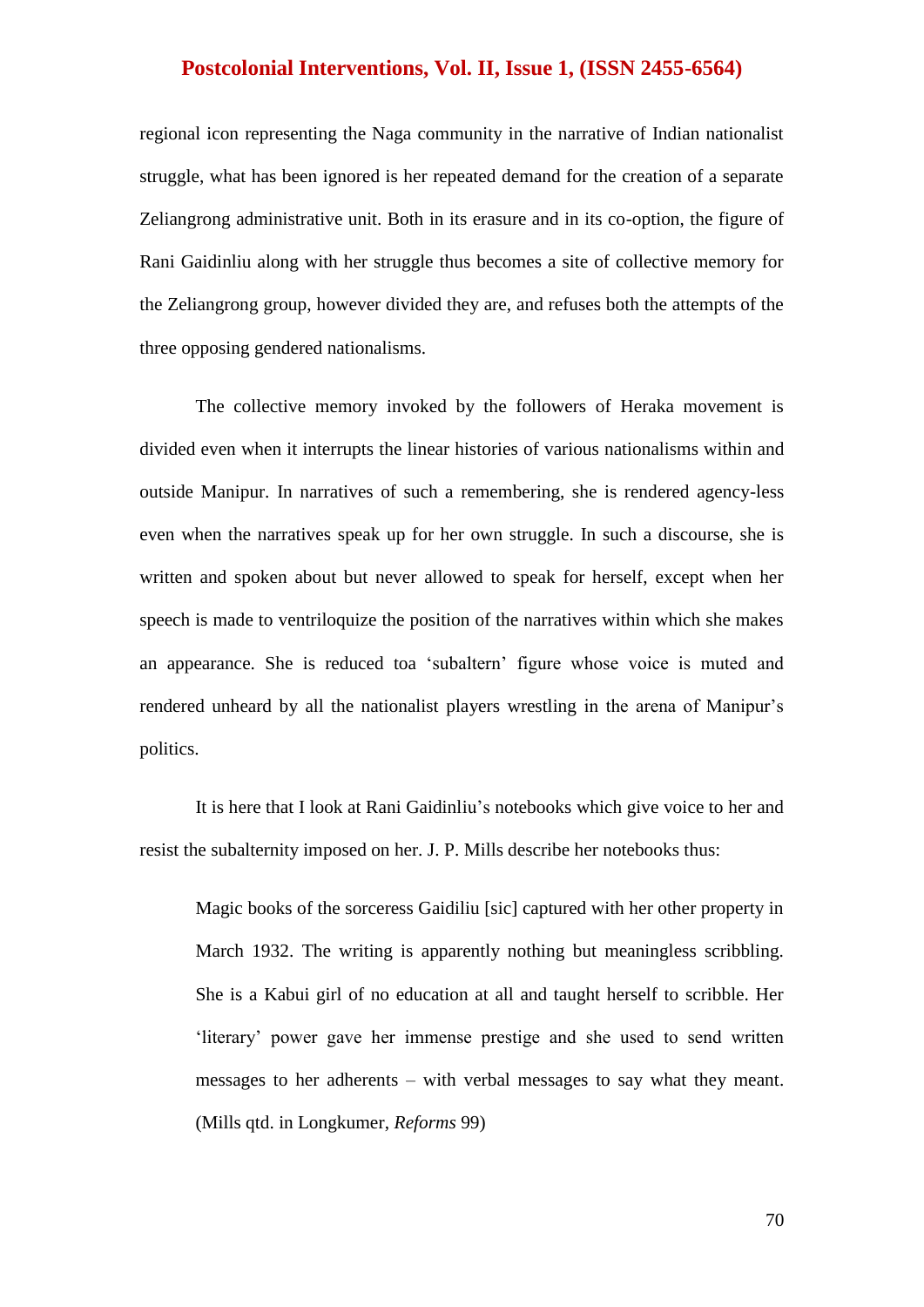regional icon representing the Naga community in the narrative of Indian nationalist struggle, what has been ignored is her repeated demand for the creation of a separate Zeliangrong administrative unit. Both in its erasure and in its co-option, the figure of Rani Gaidinliu along with her struggle thus becomes a site of collective memory for the Zeliangrong group, however divided they are, and refuses both the attempts of the three opposing gendered nationalisms.

The collective memory invoked by the followers of Heraka movement is divided even when it interrupts the linear histories of various nationalisms within and outside Manipur. In narratives of such a remembering, she is rendered agency-less even when the narratives speak up for her own struggle. In such a discourse, she is written and spoken about but never allowed to speak for herself, except when her speech is made to ventriloquize the position of the narratives within which she makes an appearance. She is reduced toa 'subaltern' figure whose voice is muted and rendered unheard by all the nationalist players wrestling in the arena of Manipur's politics.

It is here that I look at Rani Gaidinliu's notebooks which give voice to her and resist the subalternity imposed on her. J. P. Mills describe her notebooks thus:

> Magic books of the sorceress Gaidiliu [sic] captured with her other property in March 1932. The writing is apparently nothing but meaningless scribbling. She is a Kabui girl of no education at all and taught herself to scribble. Her 'literary' power gave her immense prestige and she used to send written messages to her adherents – with verbal messages to say what they meant. (Mills qtd. in Longkumer, *Reforms* 99)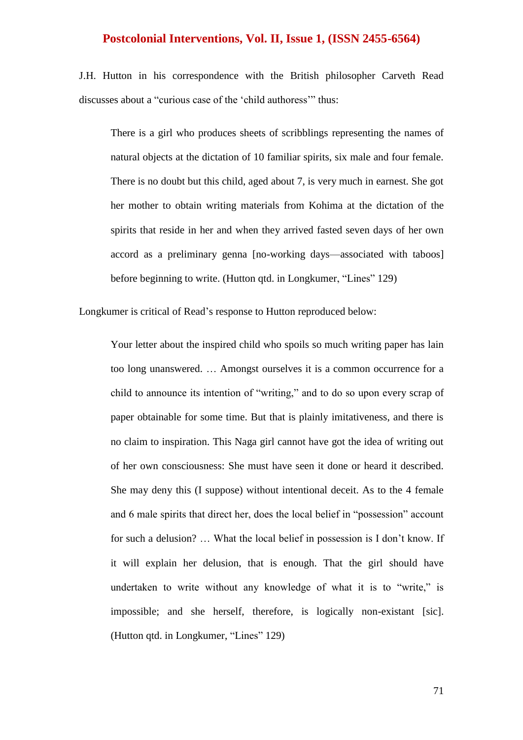J.H. Hutton in his correspondence with the British philosopher Carveth Read discusses about a "curious case of the 'child authoress'" thus:

> There is a girl who produces sheets of scribblings representing the names of natural objects at the dictation of 10 familiar spirits, six male and four female. There is no doubt but this child, aged about 7, is very much in earnest. She got her mother to obtain writing materials from Kohima at the dictation of the spirits that reside in her and when they arrived fasted seven days of her own accord as a preliminary genna [no-working days—associated with taboos] before beginning to write. (Hutton qtd. in Longkumer, "Lines" 129)

Longkumer is critical of Read's response to Hutton reproduced below:

> Your letter about the inspired child who spoils so much writing paper has lain too long unanswered. … Amongst ourselves it is a common occurrence for a child to announce its intention of "writing," and to do so upon every scrap of paper obtainable for some time. But that is plainly imitativeness, and there is no claim to inspiration. This Naga girl cannot have got the idea of writing out of her own consciousness: She must have seen it done or heard it described. She may deny this (I suppose) without intentional deceit. As to the 4 female and 6 male spirits that direct her, does the local belief in "possession" account for such a delusion? … What the local belief in possession is I don't know. If it will explain her delusion, that is enough. That the girl should have undertaken to write without any knowledge of what it is to "write," is impossible; and she herself, therefore, is logically non-existant [sic]. (Hutton qtd. in Longkumer, "Lines" 129)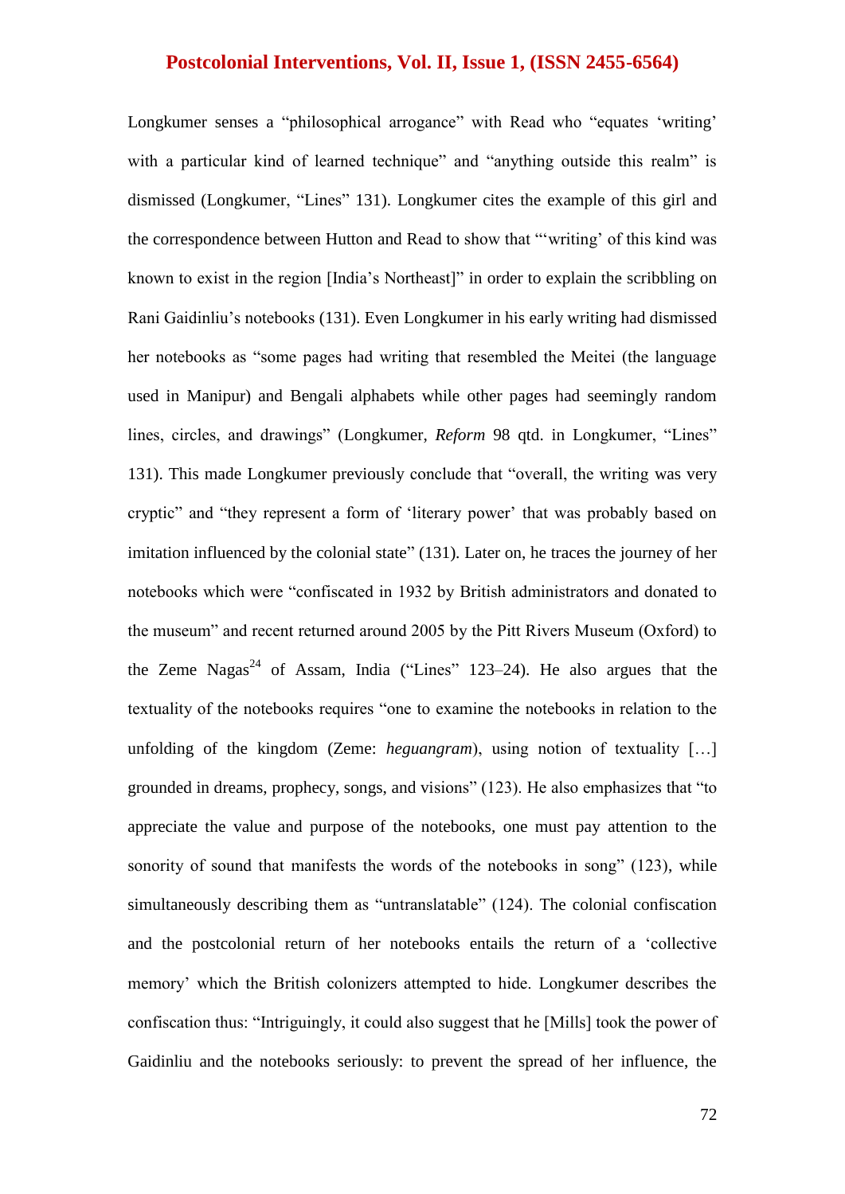Longkumer senses a "philosophical arrogance" with Read who "equates 'writing' with a particular kind of learned technique" and "anything outside this realm" is dismissed (Longkumer, "Lines" 131). Longkumer cites the example of this girl and the correspondence between Hutton and Read to show that "'writing' of this kind was known to exist in the region [India's Northeast]" in order to explain the scribbling on Rani Gaidinliu's notebooks (131). Even Longkumer in his early writing had dismissed her notebooks as "some pages had writing that resembled the Meitei (the language used in Manipur) and Bengali alphabets while other pages had seemingly random lines, circles, and drawings" (Longkumer, *Reform* 98 qtd. in Longkumer, "Lines" 131). This made Longkumer previously conclude that "overall, the writing was very cryptic" and "they represent a form of 'literary power' that was probably based on imitation influenced by the colonial state" (131). Later on, he traces the journey of her notebooks which were "confiscated in 1932 by British administrators and donated to the museum" and recent returned around 2005 by the Pitt Rivers Museum (Oxford) to the Zeme Nagas[24] of Assam, India ("Lines" 123–24). He also argues that the textuality of the notebooks requires "one to examine the notebooks in relation to the unfolding of the kingdom (Zeme: *heguangram*), using notion of textuality […] grounded in dreams, prophecy, songs, and visions" (123). He also emphasizes that "to appreciate the value and purpose of the notebooks, one must pay attention to the sonority of sound that manifests the words of the notebooks in song" (123), while simultaneously describing them as "untranslatable" (124). The colonial confiscation and the postcolonial return of her notebooks entails the return of a 'collective memory' which the British colonizers attempted to hide. Longkumer describes the confiscation thus: "Intriguingly, it could also suggest that he [Mills] took the power of Gaidinliu and the notebooks seriously: to prevent the spread of her influence, the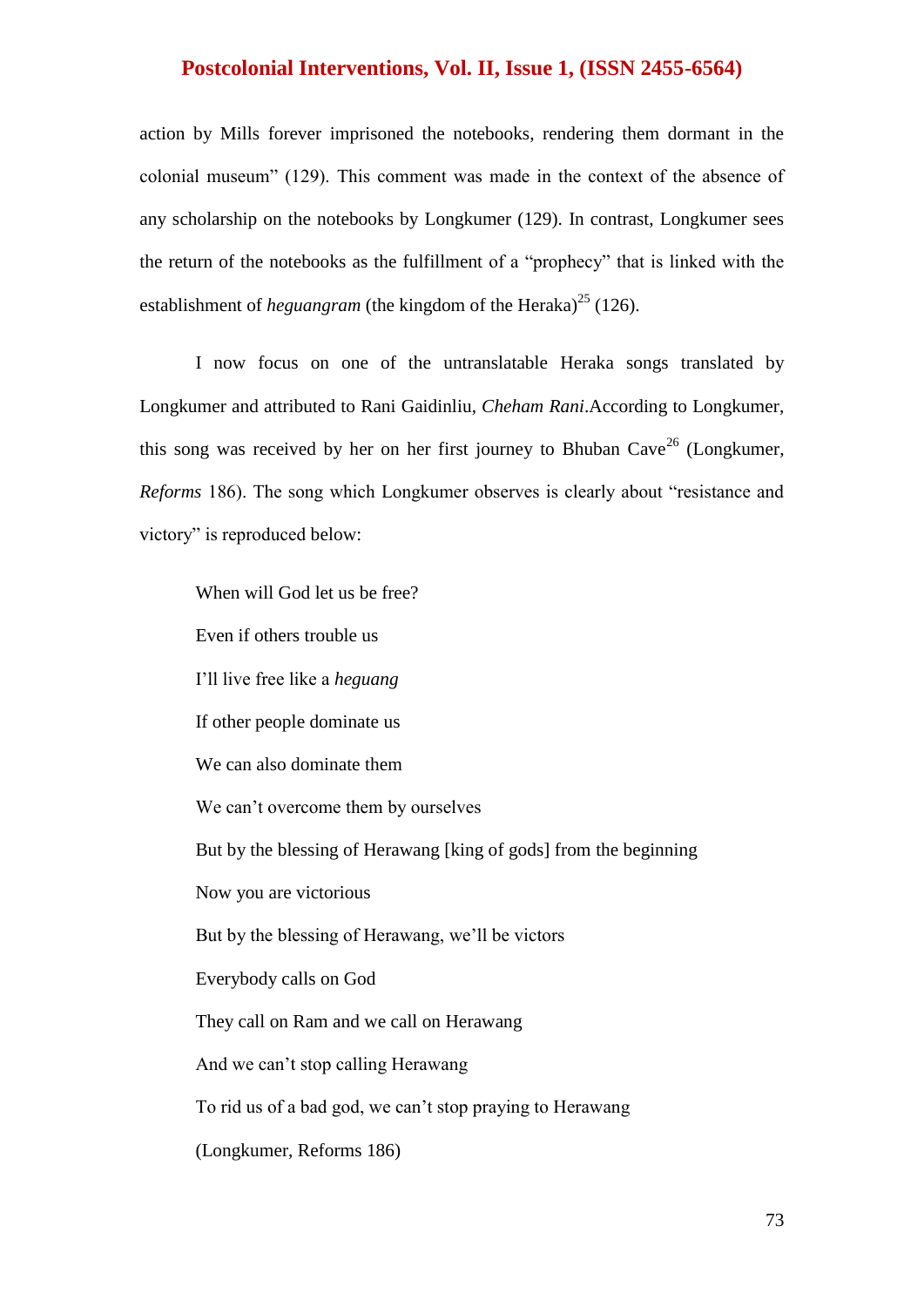action by Mills forever imprisoned the notebooks, rendering them dormant in the colonial museum" (129). This comment was made in the context of the absence of any scholarship on the notebooks by Longkumer (129). In contrast, Longkumer sees the return of the notebooks as the fulfillment of a "prophecy" that is linked with the establishment of *heguangram* (the kingdom of the Heraka)[25] (126).

I now focus on one of the untranslatable Heraka songs translated by Longkumer and attributed to Rani Gaidinliu, *Cheham Rani*.According to Longkumer, this song was received by her on her first journey to Bhuban Cave[26] (Longkumer, *Reforms* 186). The song which Longkumer observes is clearly about "resistance and victory" is reproduced below:

> When will God let us be free?
>
> Even if others trouble us
>
> I'll live free like a *heguang*
>
> If other people dominate us
>
> We can also dominate them
>
> We can't overcome them by ourselves
>
> But by the blessing of Herawang [king of gods] from the beginning
>
> Now you are victorious
>
> But by the blessing of Herawang, we'll be victors
>
> Everybody calls on God
>
> They call on Ram and we call on Herawang
>
> And we can't stop calling Herawang
>
> To rid us of a bad god, we can't stop praying to Herawang
>
> (Longkumer, Reforms 186)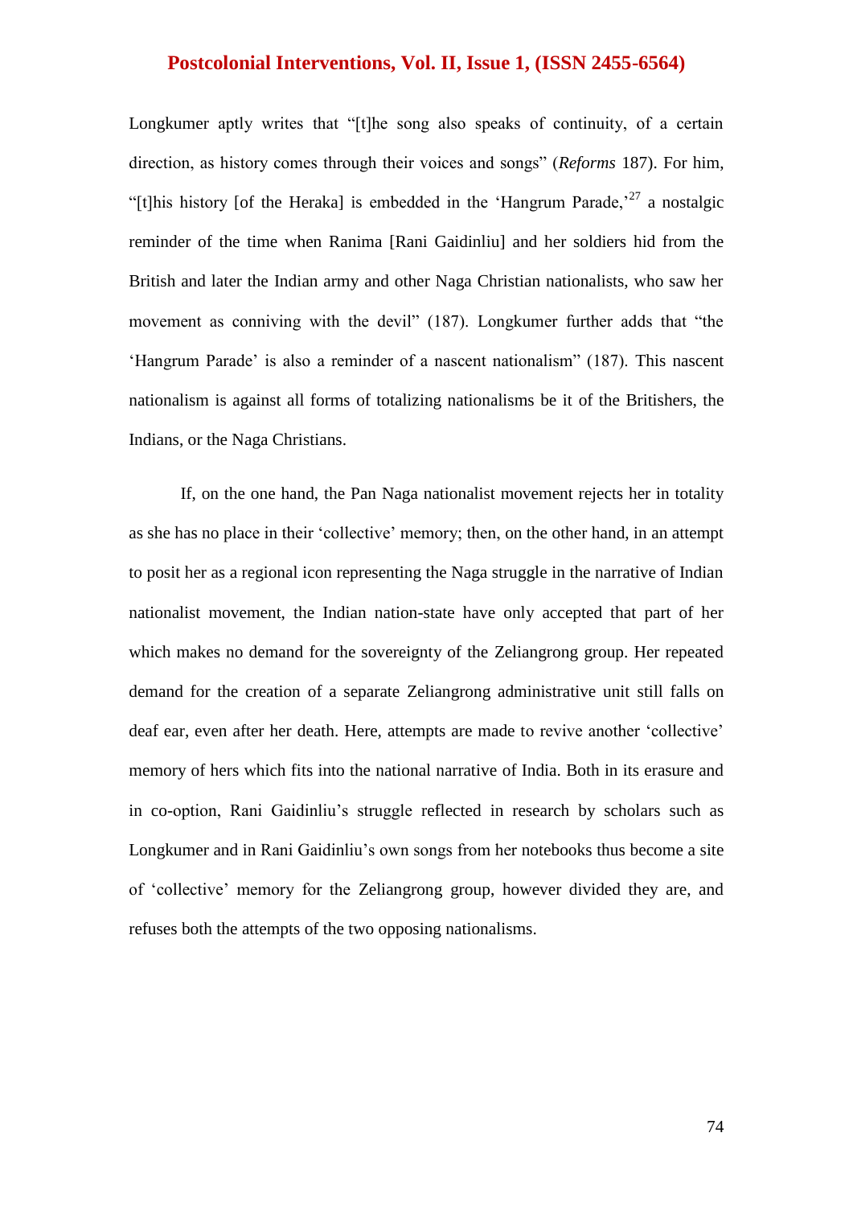Longkumer aptly writes that "[t]he song also speaks of continuity, of a certain direction, as history comes through their voices and songs" (*Reforms* 187). For him, "[t]his history [of the Heraka] is embedded in the 'Hangrum Parade,'[27] a nostalgic reminder of the time when Ranima [Rani Gaidinliu] and her soldiers hid from the British and later the Indian army and other Naga Christian nationalists, who saw her movement as conniving with the devil" (187). Longkumer further adds that "the 'Hangrum Parade' is also a reminder of a nascent nationalism" (187). This nascent nationalism is against all forms of totalizing nationalisms be it of the Britishers, the Indians, or the Naga Christians.

If, on the one hand, the Pan Naga nationalist movement rejects her in totality as she has no place in their 'collective' memory; then, on the other hand, in an attempt to posit her as a regional icon representing the Naga struggle in the narrative of Indian nationalist movement, the Indian nation-state have only accepted that part of her which makes no demand for the sovereignty of the Zeliangrong group. Her repeated demand for the creation of a separate Zeliangrong administrative unit still falls on deaf ear, even after her death. Here, attempts are made to revive another 'collective' memory of hers which fits into the national narrative of India. Both in its erasure and in co-option, Rani Gaidinliu's struggle reflected in research by scholars such as Longkumer and in Rani Gaidinliu's own songs from her notebooks thus become a site of 'collective' memory for the Zeliangrong group, however divided they are, and refuses both the attempts of the two opposing nationalisms.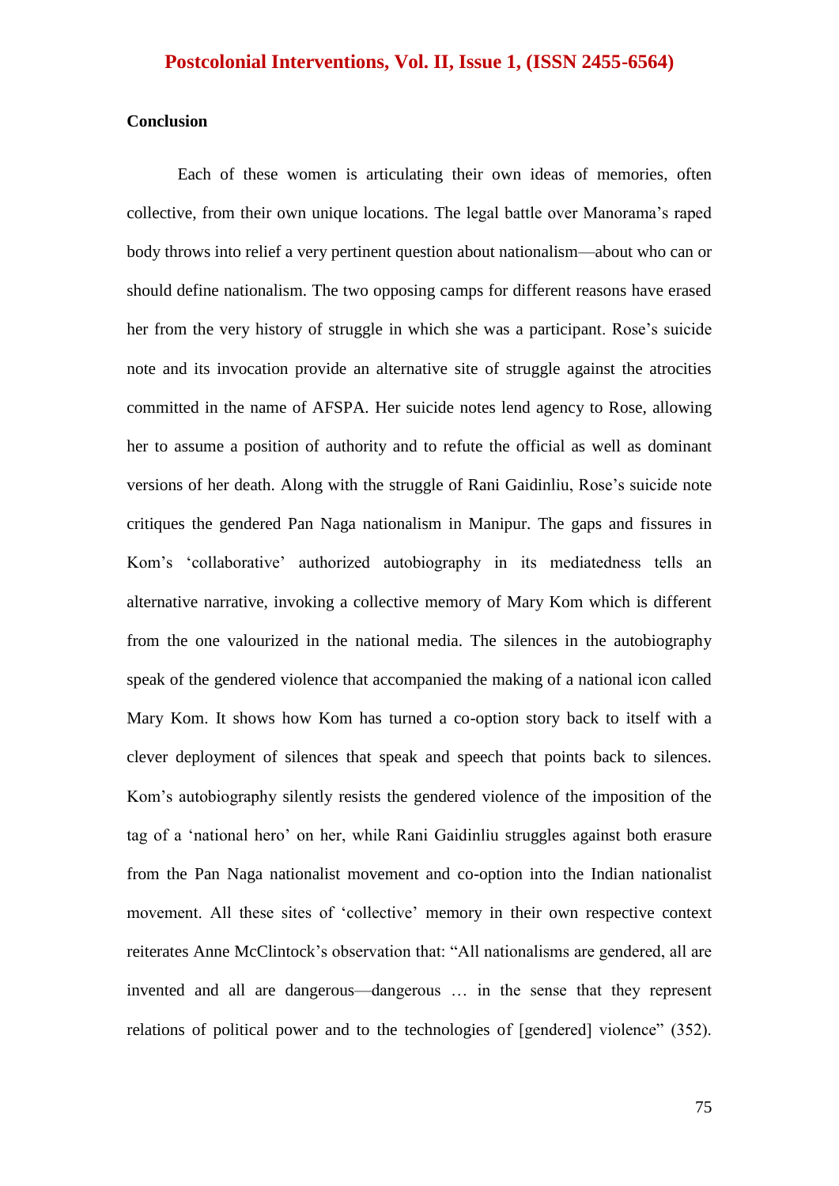## Conclusion

Each of these women is articulating their own ideas of memories, often collective, from their own unique locations. The legal battle over Manorama's raped body throws into relief a very pertinent question about nationalism—about who can or should define nationalism. The two opposing camps for different reasons have erased her from the very history of struggle in which she was a participant. Rose's suicide note and its invocation provide an alternative site of struggle against the atrocities committed in the name of AFSPA. Her suicide notes lend agency to Rose, allowing her to assume a position of authority and to refute the official as well as dominant versions of her death. Along with the struggle of Rani Gaidinliu, Rose's suicide note critiques the gendered Pan Naga nationalism in Manipur. The gaps and fissures in Kom's 'collaborative' authorized autobiography in its mediatedness tells an alternative narrative, invoking a collective memory of Mary Kom which is different from the one valourized in the national media. The silences in the autobiography speak of the gendered violence that accompanied the making of a national icon called Mary Kom. It shows how Kom has turned a co-option story back to itself with a clever deployment of silences that speak and speech that points back to silences. Kom's autobiography silently resists the gendered violence of the imposition of the tag of a 'national hero' on her, while Rani Gaidinliu struggles against both erasure from the Pan Naga nationalist movement and co-option into the Indian nationalist movement. All these sites of 'collective' memory in their own respective context reiterates Anne McClintock's observation that: "All nationalisms are gendered, all are invented and all are dangerous—dangerous … in the sense that they represent relations of political power and to the technologies of [gendered] violence" (352).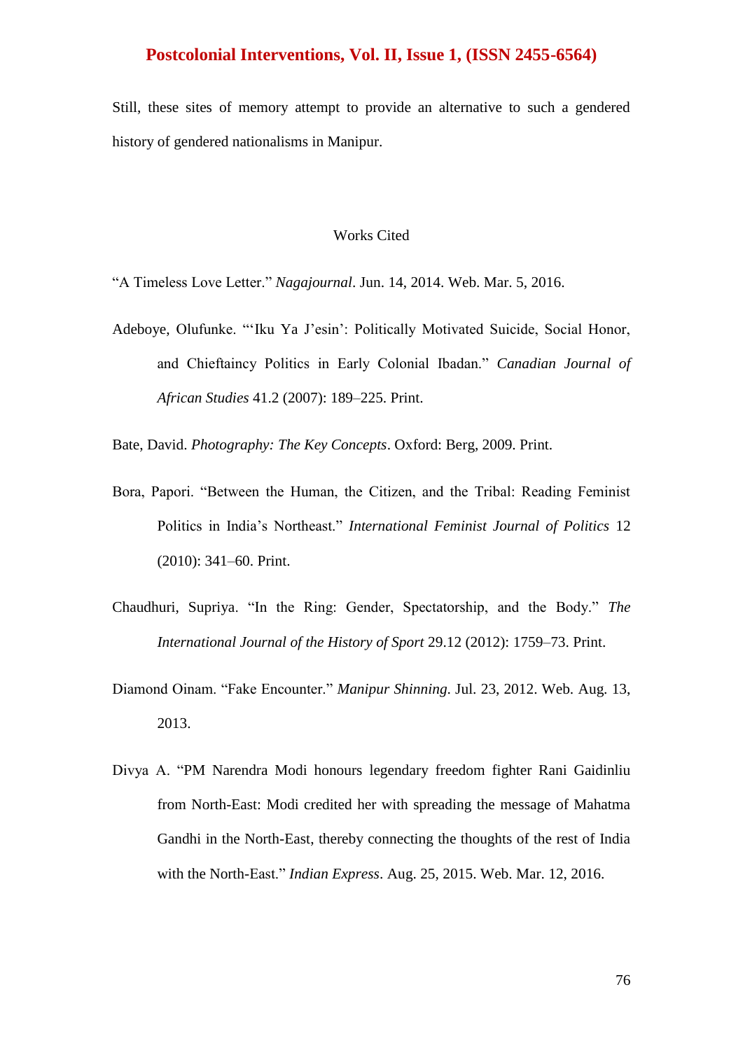Still, these sites of memory attempt to provide an alternative to such a gendered history of gendered nationalisms in Manipur.

## Works Cited

"A Timeless Love Letter." *Nagajournal*. Jun. 14, 2014. Web. Mar. 5, 2016.

Adeboye, Olufunke. "'Iku Ya J'esin': Politically Motivated Suicide, Social Honor, and Chieftaincy Politics in Early Colonial Ibadan." *Canadian Journal of African Studies* 41.2 (2007): 189–225. Print.

Bate, David. *Photography: The Key Concepts*. Oxford: Berg, 2009. Print.

Bora, Papori. "Between the Human, the Citizen, and the Tribal: Reading Feminist Politics in India's Northeast." *International Feminist Journal of Politics* 12 (2010): 341–60. Print.

Chaudhuri, Supriya. "In the Ring: Gender, Spectatorship, and the Body." *The International Journal of the History of Sport* 29.12 (2012): 1759–73. Print.

Diamond Oinam. "Fake Encounter." *Manipur Shinning*. Jul. 23, 2012. Web. Aug. 13, 2013.

Divya A. "PM Narendra Modi honours legendary freedom fighter Rani Gaidinliu from North-East: Modi credited her with spreading the message of Mahatma Gandhi in the North-East, thereby connecting the thoughts of the rest of India with the North-East." *Indian Express*. Aug. 25, 2015. Web. Mar. 12, 2016.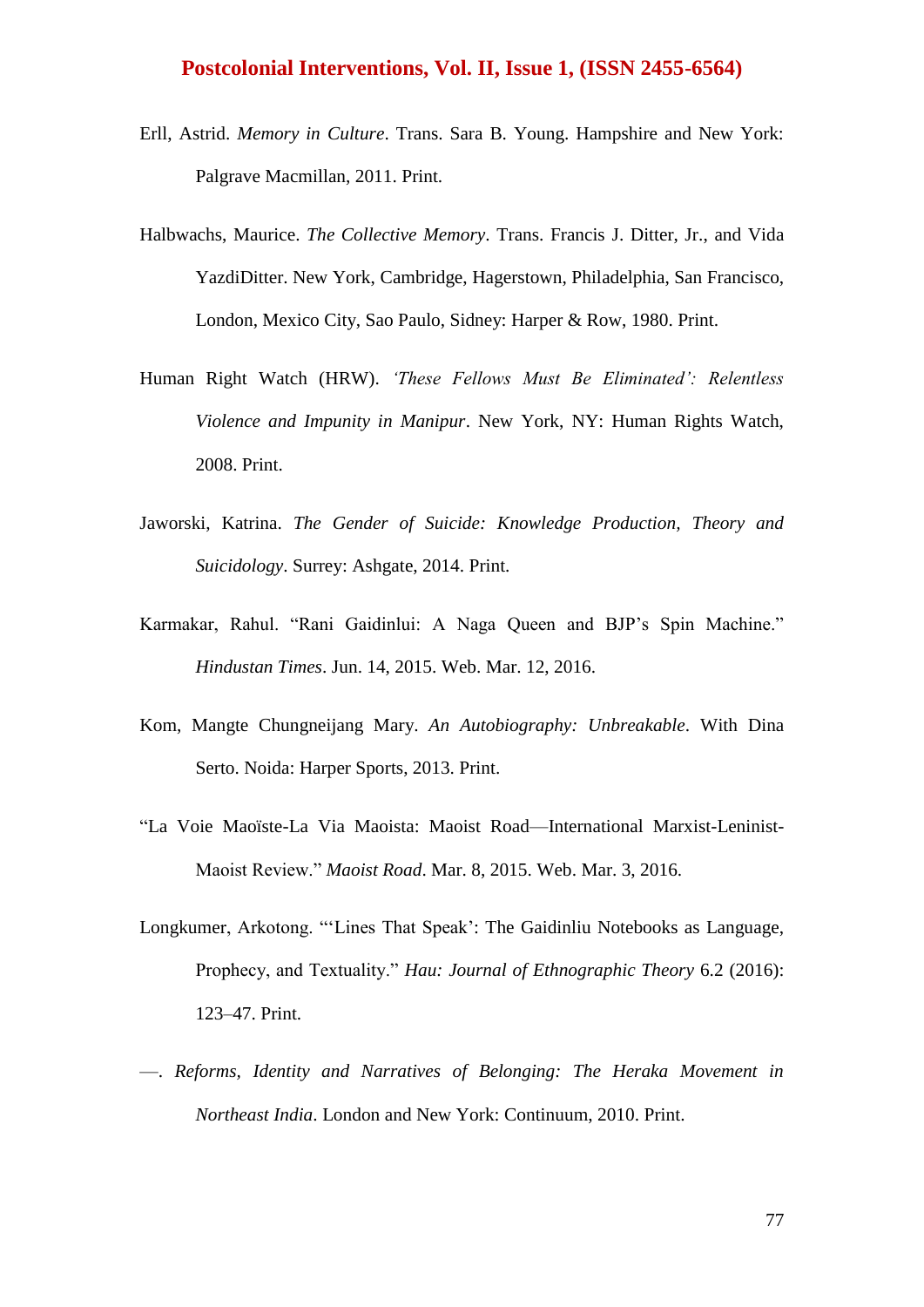Erll, Astrid. *Memory in Culture*. Trans. Sara B. Young. Hampshire and New York: Palgrave Macmillan, 2011. Print.

Halbwachs, Maurice. *The Collective Memory*. Trans. Francis J. Ditter, Jr., and Vida YazdiDitter. New York, Cambridge, Hagerstown, Philadelphia, San Francisco, London, Mexico City, Sao Paulo, Sidney: Harper & Row, 1980. Print.

Human Right Watch (HRW). *'These Fellows Must Be Eliminated': Relentless Violence and Impunity in Manipur*. New York, NY: Human Rights Watch, 2008. Print.

Jaworski, Katrina. *The Gender of Suicide: Knowledge Production, Theory and Suicidology*. Surrey: Ashgate, 2014. Print.

Karmakar, Rahul. "Rani Gaidinlui: A Naga Queen and BJP's Spin Machine." *Hindustan Times*. Jun. 14, 2015. Web. Mar. 12, 2016.

Kom, Mangte Chungneijang Mary. *An Autobiography: Unbreakable*. With Dina Serto. Noida: Harper Sports, 2013. Print.

"La Voie Maoïste-La Via Maoista: Maoist Road—International Marxist-Leninist-Maoist Review." *Maoist Road*. Mar. 8, 2015. Web. Mar. 3, 2016.

Longkumer, Arkotong. "'Lines That Speak': The Gaidinliu Notebooks as Language, Prophecy, and Textuality." *Hau: Journal of Ethnographic Theory* 6.2 (2016): 123–47. Print.

—. *Reforms, Identity and Narratives of Belonging: The Heraka Movement in Northeast India*. London and New York: Continuum, 2010. Print.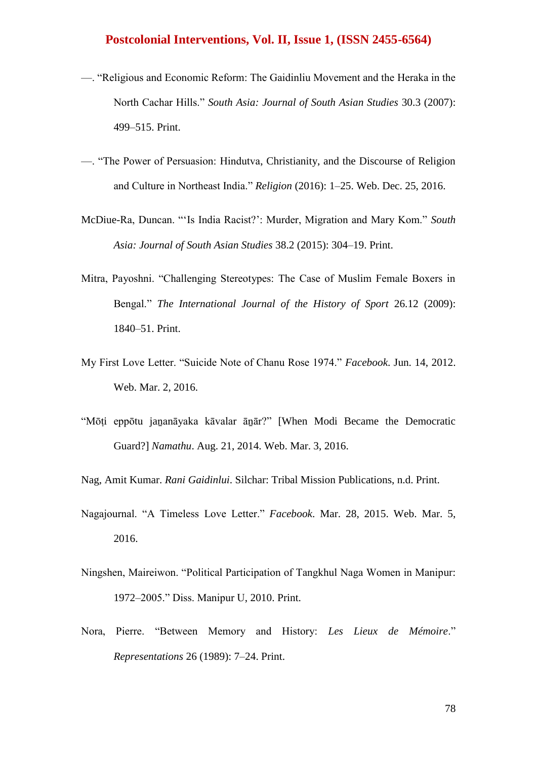—. "Religious and Economic Reform: The Gaidinliu Movement and the Heraka in the North Cachar Hills." *South Asia: Journal of South Asian Studies* 30.3 (2007): 499–515. Print.

—. "The Power of Persuasion: Hindutva, Christianity, and the Discourse of Religion and Culture in Northeast India." *Religion* (2016): 1–25. Web. Dec. 25, 2016.

McDiue-Ra, Duncan. "'Is India Racist?': Murder, Migration and Mary Kom." *South Asia: Journal of South Asian Studies* 38.2 (2015): 304–19. Print.

Mitra, Payoshni. "Challenging Stereotypes: The Case of Muslim Female Boxers in Bengal." *The International Journal of the History of Sport* 26.12 (2009): 1840–51. Print.

My First Love Letter. "Suicide Note of Chanu Rose 1974." *Facebook*. Jun. 14, 2012. Web. Mar. 2, 2016.

"Mōṭi eppōtu jaṉanāyaka kāvalar āṉār?" [When Modi Became the Democratic Guard?] *Namathu*. Aug. 21, 2014. Web. Mar. 3, 2016.

Nag, Amit Kumar. *Rani Gaidinlui*. Silchar: Tribal Mission Publications, n.d. Print.

Nagajournal. "A Timeless Love Letter." *Facebook*. Mar. 28, 2015. Web. Mar. 5, 2016.

Ningshen, Maireiwon. "Political Participation of Tangkhul Naga Women in Manipur: 1972–2005." Diss. Manipur U, 2010. Print.

Nora, Pierre. "Between Memory and History: *Les Lieux de Mémoire*." *Representations* 26 (1989): 7–24. Print.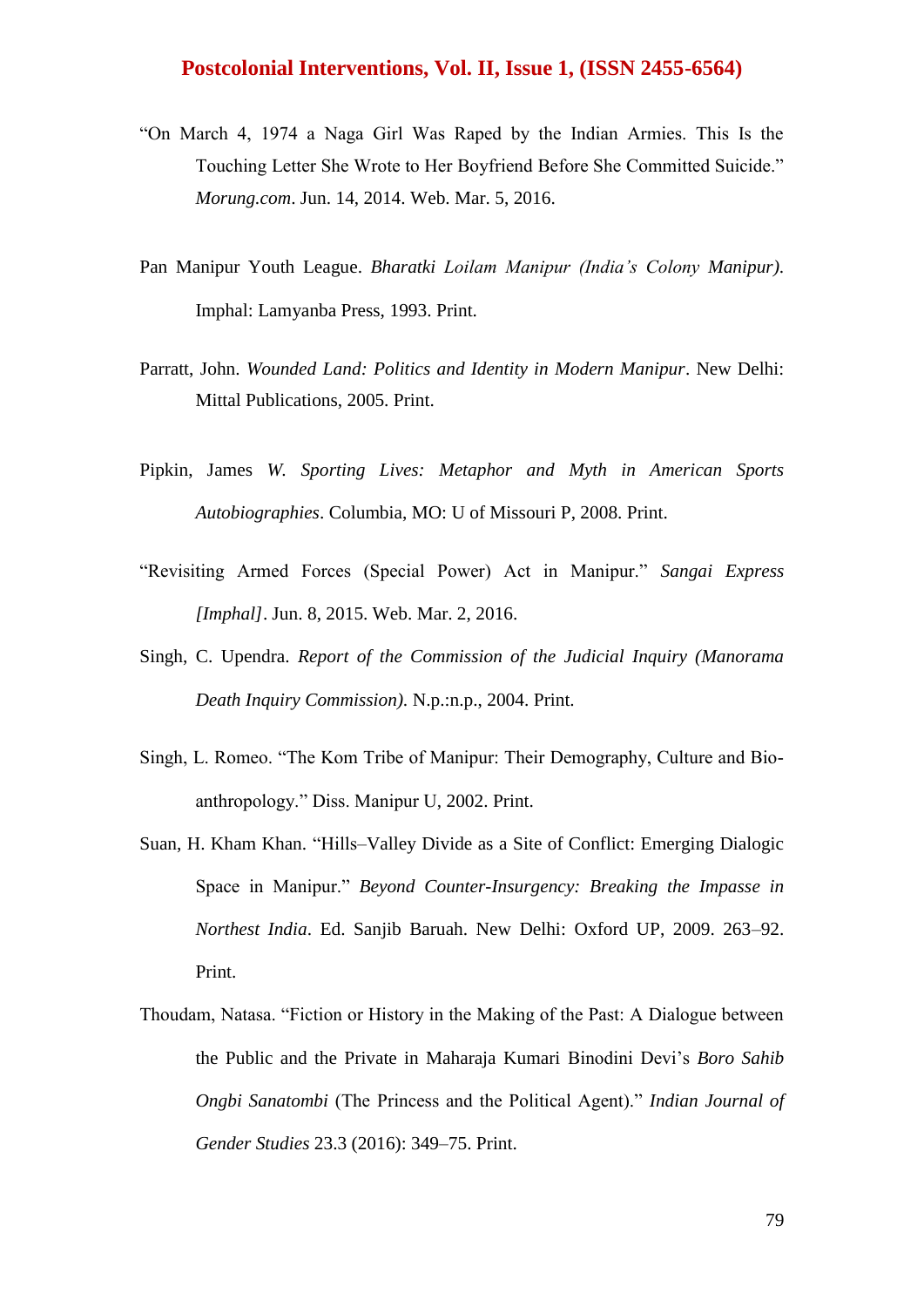"On March 4, 1974 a Naga Girl Was Raped by the Indian Armies. This Is the Touching Letter She Wrote to Her Boyfriend Before She Committed Suicide." *Morung.com*. Jun. 14, 2014. Web. Mar. 5, 2016.

Pan Manipur Youth League. *Bharatki Loilam Manipur (India's Colony Manipur)*. Imphal: Lamyanba Press, 1993. Print.

Parratt, John. *Wounded Land: Politics and Identity in Modern Manipur*. New Delhi: Mittal Publications, 2005. Print.

Pipkin, James *W. Sporting Lives: Metaphor and Myth in American Sports Autobiographies*. Columbia, MO: U of Missouri P, 2008. Print.

"Revisiting Armed Forces (Special Power) Act in Manipur." *Sangai Express [Imphal]*. Jun. 8, 2015. Web. Mar. 2, 2016.

Singh, C. Upendra. *Report of the Commission of the Judicial Inquiry (Manorama Death Inquiry Commission)*. N.p.:n.p., 2004. Print.

Singh, L. Romeo. "The Kom Tribe of Manipur: Their Demography, Culture and Bio-anthropology." Diss. Manipur U, 2002. Print.

Suan, H. Kham Khan. "Hills–Valley Divide as a Site of Conflict: Emerging Dialogic Space in Manipur." *Beyond Counter-Insurgency: Breaking the Impasse in Northest India*. Ed. Sanjib Baruah. New Delhi: Oxford UP, 2009. 263–92. Print.

Thoudam, Natasa. "Fiction or History in the Making of the Past: A Dialogue between the Public and the Private in Maharaja Kumari Binodini Devi's *Boro Sahib Ongbi Sanatombi* (The Princess and the Political Agent)." *Indian Journal of Gender Studies* 23.3 (2016): 349–75. Print.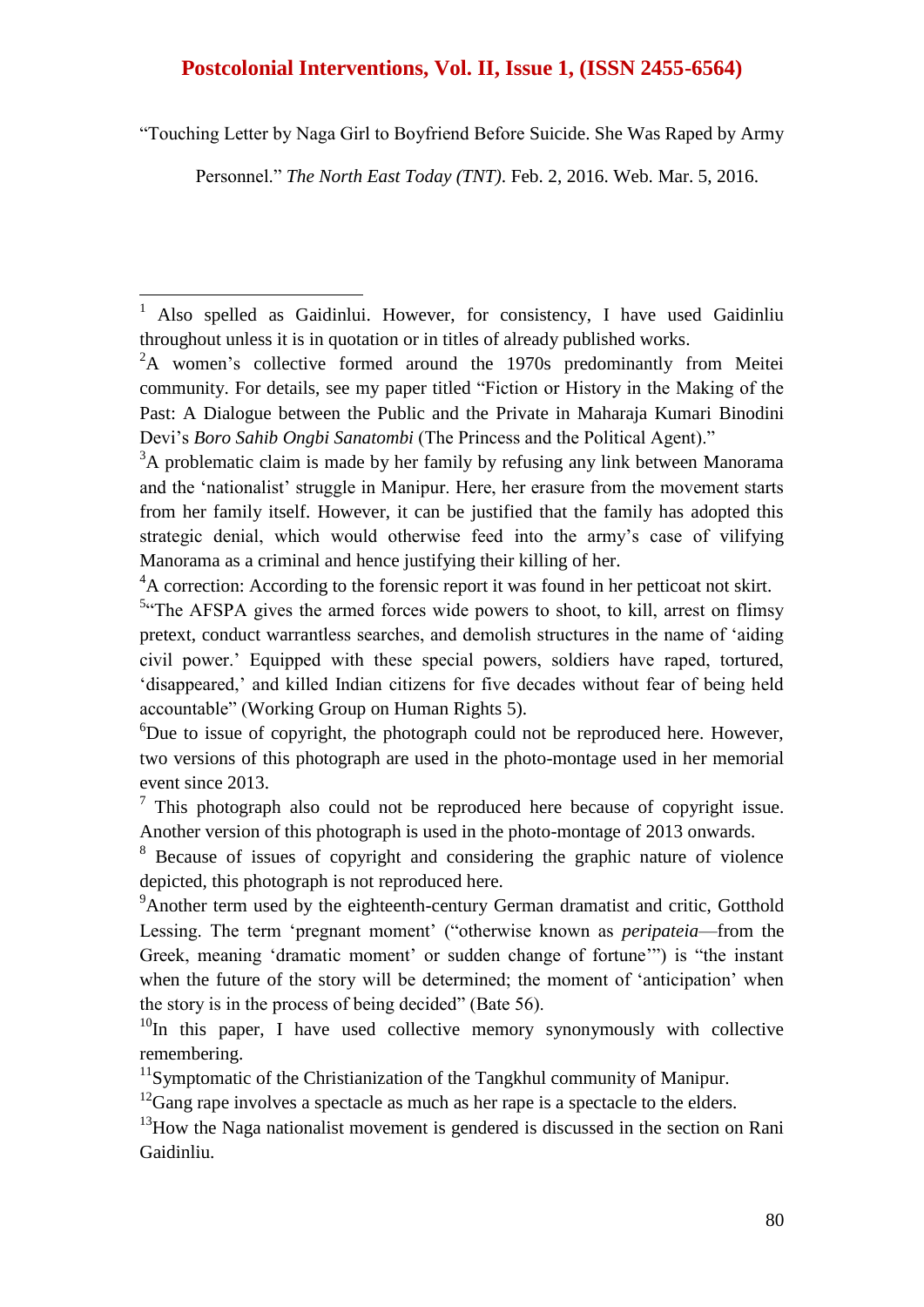"Touching Letter by Naga Girl to Boyfriend Before Suicide. She Was Raped by Army Personnel." *The North East Today (TNT)*. Feb. 2, 2016. Web. Mar. 5, 2016.

---

[1] Also spelled as Gaidinlui. However, for consistency, I have used Gaidinliu throughout unless it is in quotation or in titles of already published works.

[2] A women's collective formed around the 1970s predominantly from Meitei community. For details, see my paper titled "Fiction or History in the Making of the Past: A Dialogue between the Public and the Private in Maharaja Kumari Binodini Devi's *Boro Sahib Ongbi Sanatombi* (The Princess and the Political Agent)."

[3] A problematic claim is made by her family by refusing any link between Manorama and the 'nationalist' struggle in Manipur. Here, her erasure from the movement starts from her family itself. However, it can be justified that the family has adopted this strategic denial, which would otherwise feed into the army's case of vilifying Manorama as a criminal and hence justifying their killing of her.

[4] A correction: According to the forensic report it was found in her petticoat not skirt.

[5] "The AFSPA gives the armed forces wide powers to shoot, to kill, arrest on flimsy pretext, conduct warrantless searches, and demolish structures in the name of 'aiding civil power.' Equipped with these special powers, soldiers have raped, tortured, 'disappeared,' and killed Indian citizens for five decades without fear of being held accountable" (Working Group on Human Rights 5).

[6] Due to issue of copyright, the photograph could not be reproduced here. However, two versions of this photograph are used in the photo-montage used in her memorial event since 2013.

[7] This photograph also could not be reproduced here because of copyright issue. Another version of this photograph is used in the photo-montage of 2013 onwards.

[8] Because of issues of copyright and considering the graphic nature of violence depicted, this photograph is not reproduced here.

[9] Another term used by the eighteenth-century German dramatist and critic, Gotthold Lessing. The term 'pregnant moment' ("otherwise known as *peripateia*—from the Greek, meaning 'dramatic moment' or sudden change of fortune'") is "the instant when the future of the story will be determined; the moment of 'anticipation' when the story is in the process of being decided" (Bate 56).

[10] In this paper, I have used collective memory synonymously with collective remembering.

[11] Symptomatic of the Christianization of the Tangkhul community of Manipur.

[12] Gang rape involves a spectacle as much as her rape is a spectacle to the elders.

[13] How the Naga nationalist movement is gendered is discussed in the section on Rani Gaidinliu.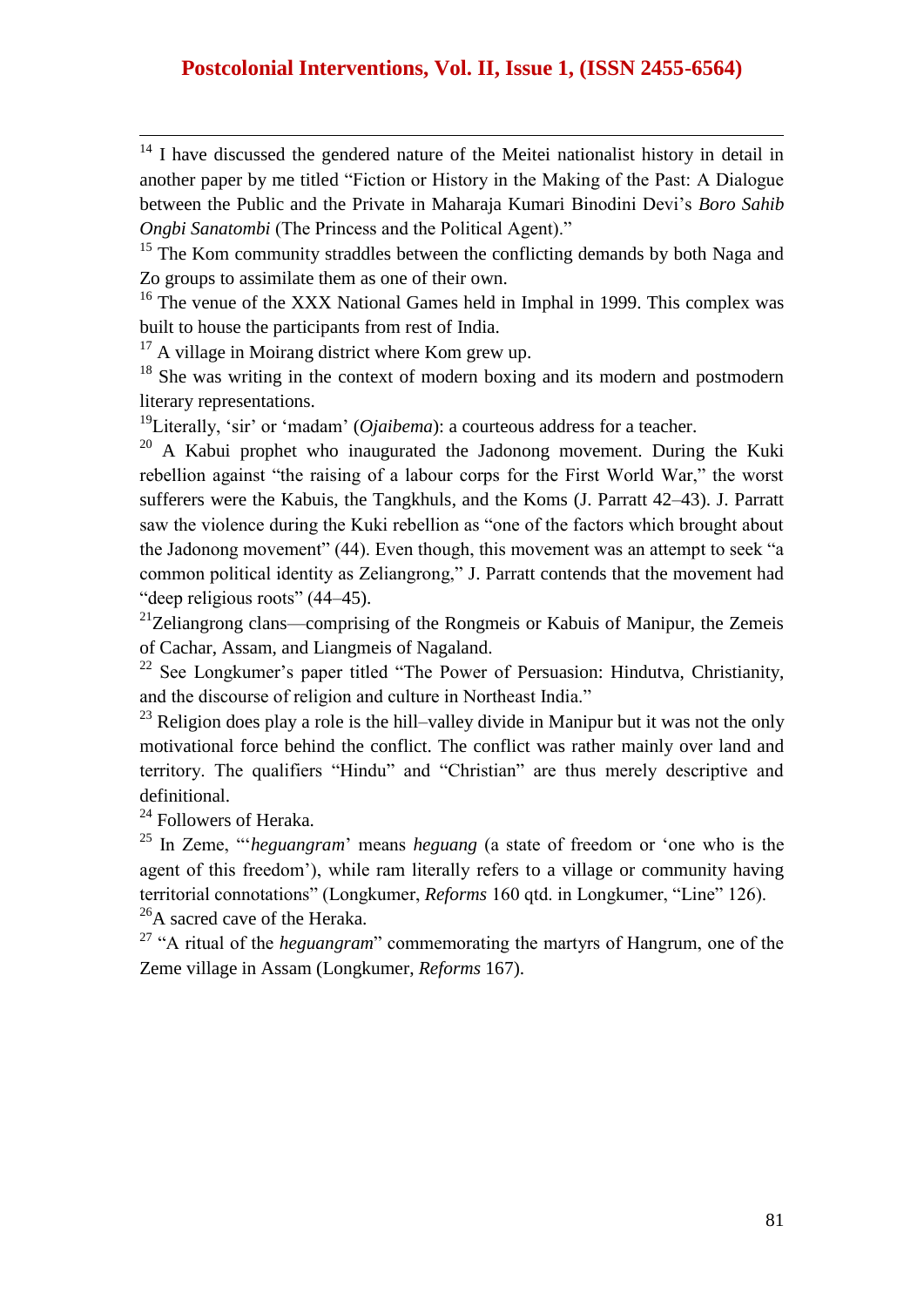[14] I have discussed the gendered nature of the Meitei nationalist history in detail in another paper by me titled "Fiction or History in the Making of the Past: A Dialogue between the Public and the Private in Maharaja Kumari Binodini Devi's *Boro Sahib Ongbi Sanatombi* (The Princess and the Political Agent)."

[15] The Kom community straddles between the conflicting demands by both Naga and Zo groups to assimilate them as one of their own.

[16] The venue of the XXX National Games held in Imphal in 1999. This complex was built to house the participants from rest of India.

[17] A village in Moirang district where Kom grew up.

[18] She was writing in the context of modern boxing and its modern and postmodern literary representations.

[19] Literally, 'sir' or 'madam' (*Ojaibema*): a courteous address for a teacher.

[20] A Kabui prophet who inaugurated the Jadonong movement. During the Kuki rebellion against "the raising of a labour corps for the First World War," the worst sufferers were the Kabuis, the Tangkhuls, and the Koms (J. Parratt 42–43). J. Parratt saw the violence during the Kuki rebellion as "one of the factors which brought about the Jadonong movement" (44). Even though, this movement was an attempt to seek "a common political identity as Zeliangrong," J. Parratt contends that the movement had "deep religious roots" (44–45).

[21] Zeliangrong clans—comprising of the Rongmeis or Kabuis of Manipur, the Zemeis of Cachar, Assam, and Liangmeis of Nagaland.

[22] See Longkumer's paper titled "The Power of Persuasion: Hindutva, Christianity, and the discourse of religion and culture in Northeast India."

[23] Religion does play a role is the hill–valley divide in Manipur but it was not the only motivational force behind the conflict. The conflict was rather mainly over land and territory. The qualifiers "Hindu" and "Christian" are thus merely descriptive and definitional.

[24] Followers of Heraka.

[25] In Zeme, "'*heguangram*' means *heguang* (a state of freedom or 'one who is the agent of this freedom'), while ram literally refers to a village or community having territorial connotations" (Longkumer, *Reforms* 160 qtd. in Longkumer, "Line" 126).

[26] A sacred cave of the Heraka.

[27] "A ritual of the *heguangram*" commemorating the martyrs of Hangrum, one of the Zeme village in Assam (Longkumer, *Reforms* 167).